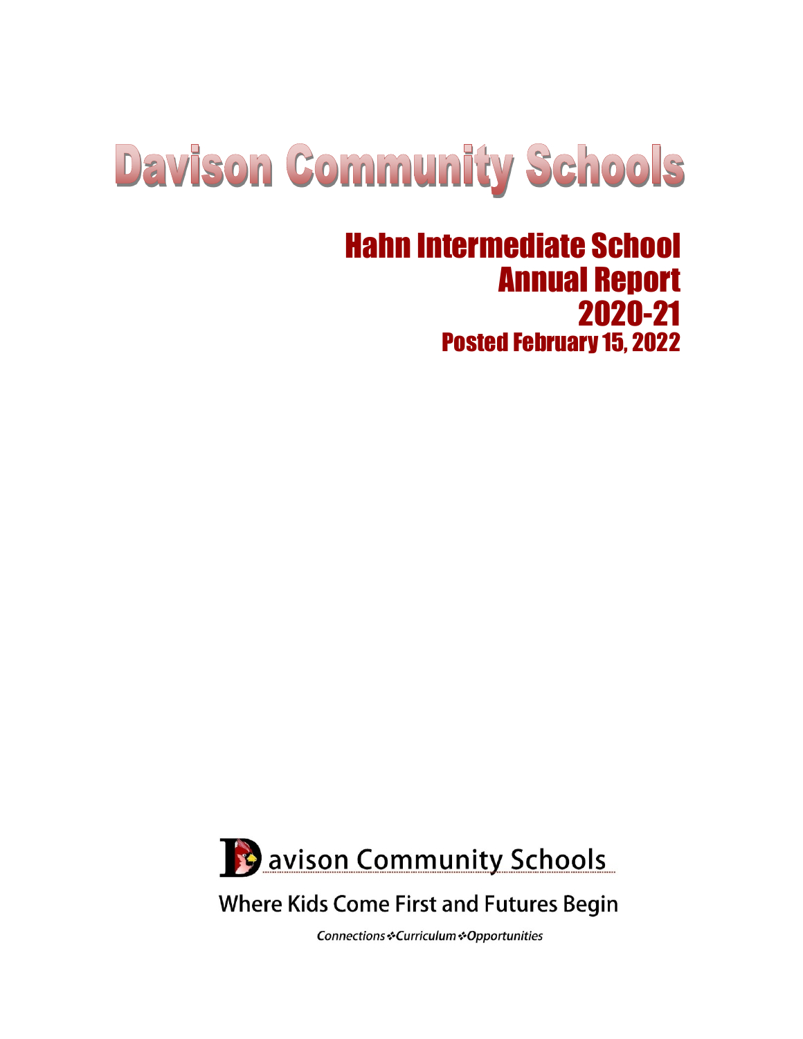# Davison Community Schools

## Hahn Intermediate School
## Annual Report
## 2020-21
### Posted February 15, 2022

Davison Community Schools

Where Kids Come First and Futures Begin

*Connections ❖ Curriculum ❖ Opportunities*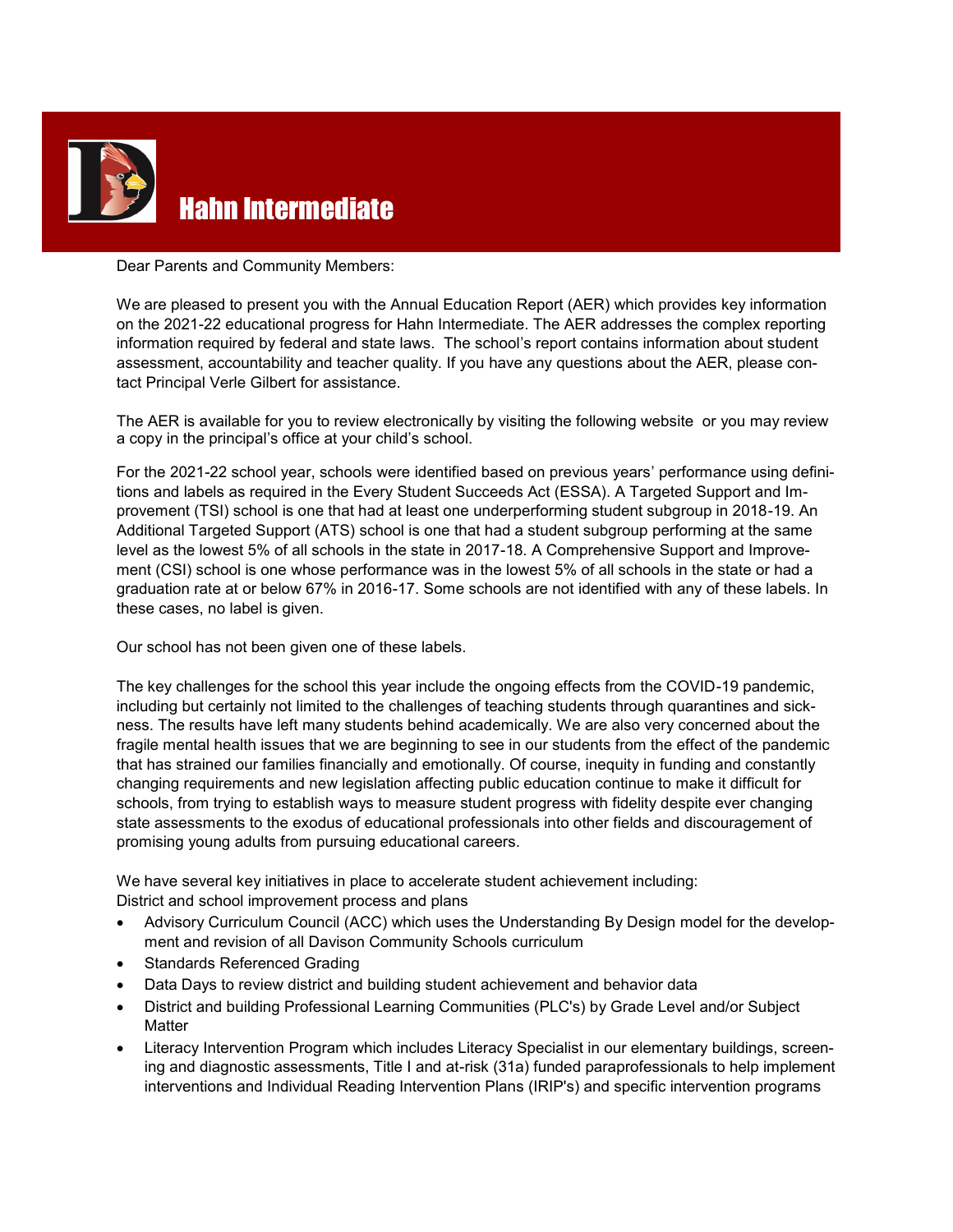# Hahn Intermediate

Dear Parents and Community Members:

We are pleased to present you with the Annual Education Report (AER) which provides key information on the 2021-22 educational progress for Hahn Intermediate. The AER addresses the complex reporting information required by federal and state laws. The school's report contains information about student assessment, accountability and teacher quality. If you have any questions about the AER, please contact Principal Verle Gilbert for assistance.

The AER is available for you to review electronically by visiting the following website or you may review a copy in the principal's office at your child's school.

For the 2021-22 school year, schools were identified based on previous years' performance using definitions and labels as required in the Every Student Succeeds Act (ESSA). A Targeted Support and Improvement (TSI) school is one that had at least one underperforming student subgroup in 2018-19. An Additional Targeted Support (ATS) school is one that had a student subgroup performing at the same level as the lowest 5% of all schools in the state in 2017-18. A Comprehensive Support and Improvement (CSI) school is one whose performance was in the lowest 5% of all schools in the state or had a graduation rate at or below 67% in 2016-17. Some schools are not identified with any of these labels. In these cases, no label is given.

Our school has not been given one of these labels.

The key challenges for the school this year include the ongoing effects from the COVID-19 pandemic, including but certainly not limited to the challenges of teaching students through quarantines and sickness. The results have left many students behind academically. We are also very concerned about the fragile mental health issues that we are beginning to see in our students from the effect of the pandemic that has strained our families financially and emotionally. Of course, inequity in funding and constantly changing requirements and new legislation affecting public education continue to make it difficult for schools, from trying to establish ways to measure student progress with fidelity despite ever changing state assessments to the exodus of educational professionals into other fields and discouragement of promising young adults from pursuing educational careers.

We have several key initiatives in place to accelerate student achievement including:
District and school improvement process and plans

- Advisory Curriculum Council (ACC) which uses the Understanding By Design model for the development and revision of all Davison Community Schools curriculum
- Standards Referenced Grading
- Data Days to review district and building student achievement and behavior data
- District and building Professional Learning Communities (PLC's) by Grade Level and/or Subject Matter
- Literacy Intervention Program which includes Literacy Specialist in our elementary buildings, screening and diagnostic assessments, Title I and at-risk (31a) funded paraprofessionals to help implement interventions and Individual Reading Intervention Plans (IRIP's) and specific intervention programs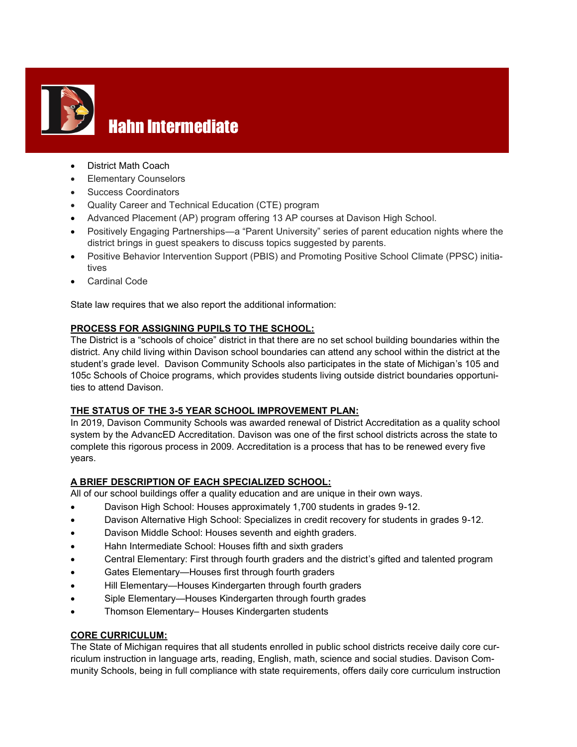# Hahn Intermediate

- District Math Coach
- Elementary Counselors
- Success Coordinators
- Quality Career and Technical Education (CTE) program
- Advanced Placement (AP) program offering 13 AP courses at Davison High School.
- Positively Engaging Partnerships—a "Parent University" series of parent education nights where the district brings in guest speakers to discuss topics suggested by parents.
- Positive Behavior Intervention Support (PBIS) and Promoting Positive School Climate (PPSC) initiatives
- Cardinal Code

State law requires that we also report the additional information:

**PROCESS FOR ASSIGNING PUPILS TO THE SCHOOL:**

The District is a "schools of choice" district in that there are no set school building boundaries within the district. Any child living within Davison school boundaries can attend any school within the district at the student's grade level. Davison Community Schools also participates in the state of Michigan's 105 and 105c Schools of Choice programs, which provides students living outside district boundaries opportunities to attend Davison.

**THE STATUS OF THE 3-5 YEAR SCHOOL IMPROVEMENT PLAN:**

In 2019, Davison Community Schools was awarded renewal of District Accreditation as a quality school system by the AdvancED Accreditation. Davison was one of the first school districts across the state to complete this rigorous process in 2009. Accreditation is a process that has to be renewed every five years.

**A BRIEF DESCRIPTION OF EACH SPECIALIZED SCHOOL:**

All of our school buildings offer a quality education and are unique in their own ways.

- Davison High School: Houses approximately 1,700 students in grades 9-12.
- Davison Alternative High School: Specializes in credit recovery for students in grades 9-12.
- Davison Middle School: Houses seventh and eighth graders.
- Hahn Intermediate School: Houses fifth and sixth graders
- Central Elementary: First through fourth graders and the district's gifted and talented program
- Gates Elementary—Houses first through fourth graders
- Hill Elementary—Houses Kindergarten through fourth graders
- Siple Elementary—Houses Kindergarten through fourth grades
- Thomson Elementary– Houses Kindergarten students

**CORE CURRICULUM:**

The State of Michigan requires that all students enrolled in public school districts receive daily core curriculum instruction in language arts, reading, English, math, science and social studies. Davison Community Schools, being in full compliance with state requirements, offers daily core curriculum instruction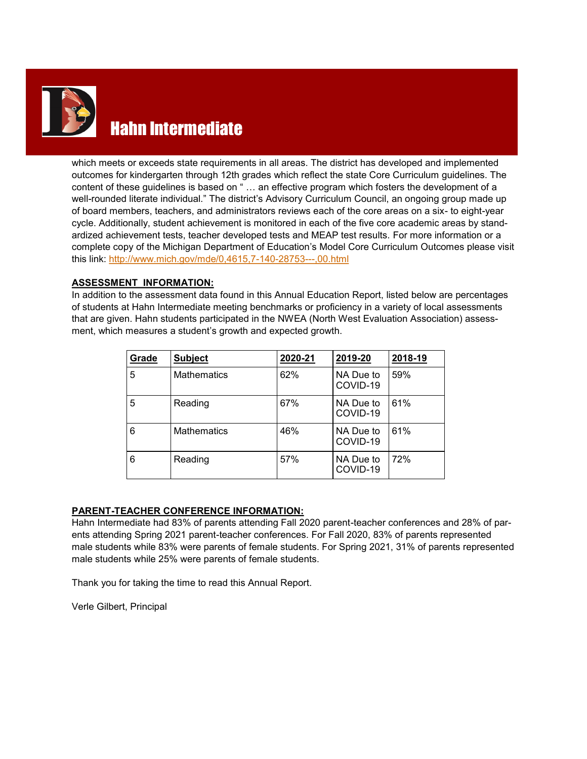# Hahn Intermediate

which meets or exceeds state requirements in all areas. The district has developed and implemented outcomes for kindergarten through 12th grades which reflect the state Core Curriculum guidelines. The content of these guidelines is based on " … an effective program which fosters the development of a well-rounded literate individual." The district's Advisory Curriculum Council, an ongoing group made up of board members, teachers, and administrators reviews each of the core areas on a six- to eight-year cycle. Additionally, student achievement is monitored in each of the five core academic areas by standardized achievement tests, teacher developed tests and MEAP test results. For more information or a complete copy of the Michigan Department of Education's Model Core Curriculum Outcomes please visit this link: http://www.mich.gov/mde/0,4615,7-140-28753---,00.html

**ASSESSMENT INFORMATION:**

In addition to the assessment data found in this Annual Education Report, listed below are percentages of students at Hahn Intermediate meeting benchmarks or proficiency in a variety of local assessments that are given. Hahn students participated in the NWEA (North West Evaluation Association) assessment, which measures a student's growth and expected growth.

| Grade | Subject | 2020-21 | 2019-20 | 2018-19 |
|---|---|---|---|---|
| 5 | Mathematics | 62% | NA Due to COVID-19 | 59% |
| 5 | Reading | 67% | NA Due to COVID-19 | 61% |
| 6 | Mathematics | 46% | NA Due to COVID-19 | 61% |
| 6 | Reading | 57% | NA Due to COVID-19 | 72% |

**PARENT-TEACHER CONFERENCE INFORMATION:**

Hahn Intermediate had 83% of parents attending Fall 2020 parent-teacher conferences and 28% of parents attending Spring 2021 parent-teacher conferences. For Fall 2020, 83% of parents represented male students while 83% were parents of female students. For Spring 2021, 31% of parents represented male students while 25% were parents of female students.

Thank you for taking the time to read this Annual Report.

Verle Gilbert, Principal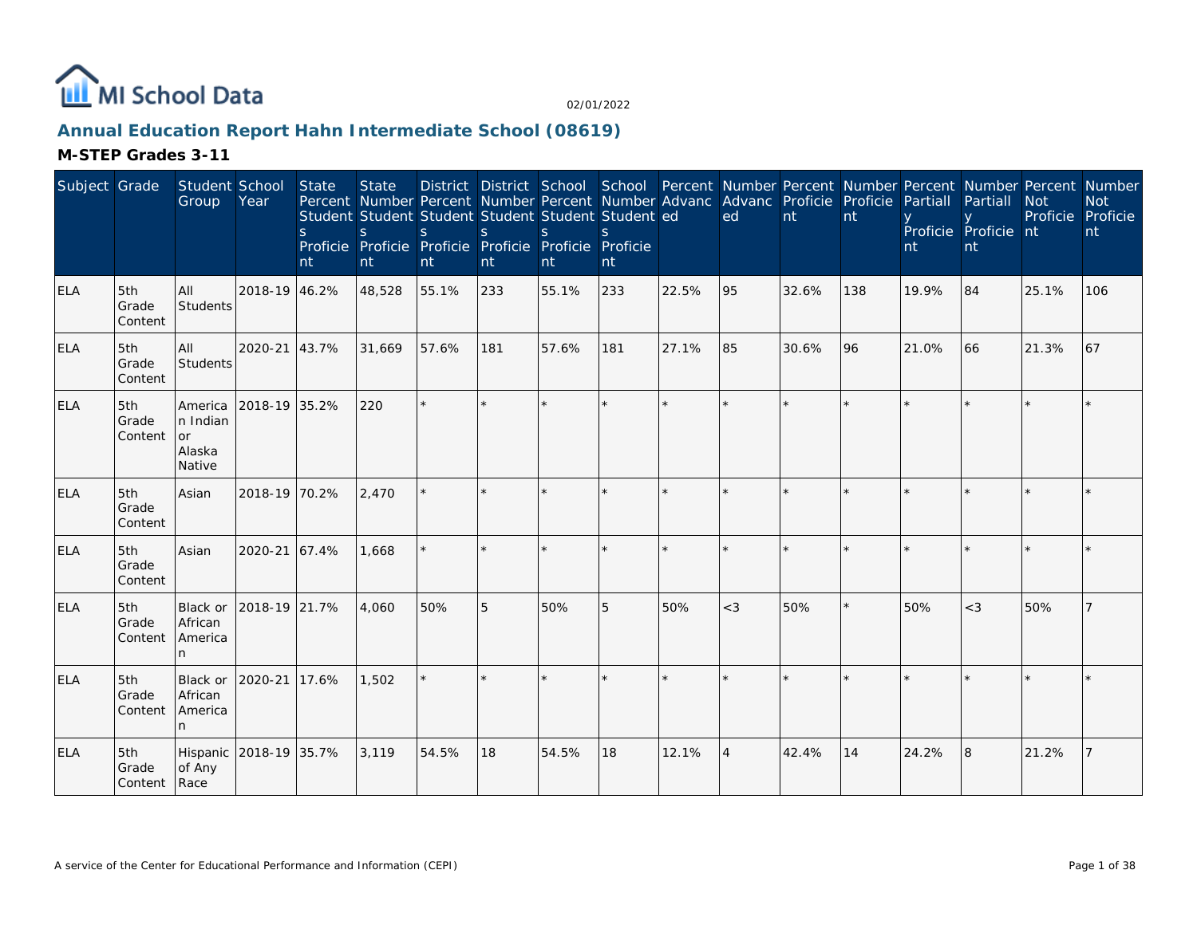MI School Data

02/01/2022

## Annual Education Report Hahn Intermediate School (08619)

### M-STEP Grades 3-11

| Subject | Grade | Student Group | School Year | State Percent Students Proficient | State Number Students Proficient | District Percent Students Proficient | District Number Students Proficient | School Percent Students Proficient | School Number Students Proficient | Percent Advanced | Number Advanced | Percent Proficient | Number Proficient | Percent Partially Proficient | Number Partially Proficient | Percent Not Proficient | Number Not Proficient |
|---|---|---|---|---|---|---|---|---|---|---|---|---|---|---|---|---|---|
| ELA | 5th Grade Content | All Students | 2018-19 | 46.2% | 48,528 | 55.1% | 233 | 55.1% | 233 | 22.5% | 95 | 32.6% | 138 | 19.9% | 84 | 25.1% | 106 |
| ELA | 5th Grade Content | All Students | 2020-21 | 43.7% | 31,669 | 57.6% | 181 | 57.6% | 181 | 27.1% | 85 | 30.6% | 96 | 21.0% | 66 | 21.3% | 67 |
| ELA | 5th Grade Content | American Indian or Alaska Native | 2018-19 | 35.2% | 220 | * | * | * | * | * | * | * | * | * | * | * | * |
| ELA | 5th Grade Content | Asian | 2018-19 | 70.2% | 2,470 | * | * | * | * | * | * | * | * | * | * | * | * |
| ELA | 5th Grade Content | Asian | 2020-21 | 67.4% | 1,668 | * | * | * | * | * | * | * | * | * | * | * | * |
| ELA | 5th Grade Content | Black or African American | 2018-19 | 21.7% | 4,060 | 50% | 5 | 50% | 5 | 50% | <3 | 50% | * | 50% | <3 | 50% | 7 |
| ELA | 5th Grade Content | Black or African American | 2020-21 | 17.6% | 1,502 | * | * | * | * | * | * | * | * | * | * | * | * |
| ELA | 5th Grade Content | Hispanic of Any Race | 2018-19 | 35.7% | 3,119 | 54.5% | 18 | 54.5% | 18 | 12.1% | 4 | 42.4% | 14 | 24.2% | 8 | 21.2% | 7 |

A service of the Center for Educational Performance and Information (CEPI)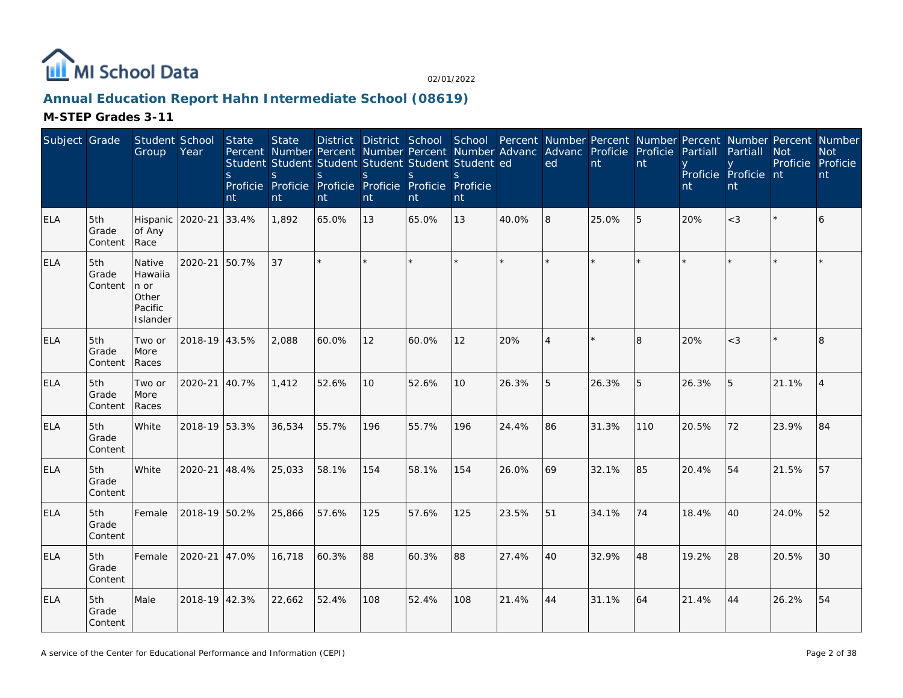# MI School Data

02/01/2022

## Annual Education Report Hahn Intermediate School (08619)

### M-STEP Grades 3-11

| Subject | Grade | Student Group | School Year | State Percent Students Proficient | State Number Students Proficient | District Percent Students Proficient | District Number Students Proficient | School Percent Students Proficient | School Number Students Proficient | Percent Advanced | Number Advanced | Percent Proficient | Number Proficient | Percent Partially Proficient | Number Partially Proficient | Percent Not Proficient | Number Not Proficient |
|---|---|---|---|---|---|---|---|---|---|---|---|---|---|---|---|---|---|
| ELA | 5th Grade Content | Hispanic of Any Race | 2020-21 | 33.4% | 1,892 | 65.0% | 13 | 65.0% | 13 | 40.0% | 8 | 25.0% | 5 | 20% | <3 | * | 6 |
| ELA | 5th Grade Content | Native Hawaiian or Other Pacific Islander | 2020-21 | 50.7% | 37 | * | * | * | * | * | * | * | * | * | * | * | * |
| ELA | 5th Grade Content | Two or More Races | 2018-19 | 43.5% | 2,088 | 60.0% | 12 | 60.0% | 12 | 20% | 4 | * | 8 | 20% | <3 | * | 8 |
| ELA | 5th Grade Content | Two or More Races | 2020-21 | 40.7% | 1,412 | 52.6% | 10 | 52.6% | 10 | 26.3% | 5 | 26.3% | 5 | 26.3% | 5 | 21.1% | 4 |
| ELA | 5th Grade Content | White | 2018-19 | 53.3% | 36,534 | 55.7% | 196 | 55.7% | 196 | 24.4% | 86 | 31.3% | 110 | 20.5% | 72 | 23.9% | 84 |
| ELA | 5th Grade Content | White | 2020-21 | 48.4% | 25,033 | 58.1% | 154 | 58.1% | 154 | 26.0% | 69 | 32.1% | 85 | 20.4% | 54 | 21.5% | 57 |
| ELA | 5th Grade Content | Female | 2018-19 | 50.2% | 25,866 | 57.6% | 125 | 57.6% | 125 | 23.5% | 51 | 34.1% | 74 | 18.4% | 40 | 24.0% | 52 |
| ELA | 5th Grade Content | Female | 2020-21 | 47.0% | 16,718 | 60.3% | 88 | 60.3% | 88 | 27.4% | 40 | 32.9% | 48 | 19.2% | 28 | 20.5% | 30 |
| ELA | 5th Grade Content | Male | 2018-19 | 42.3% | 22,662 | 52.4% | 108 | 52.4% | 108 | 21.4% | 44 | 31.1% | 64 | 21.4% | 44 | 26.2% | 54 |

A service of the Center for Educational Performance and Information (CEPI)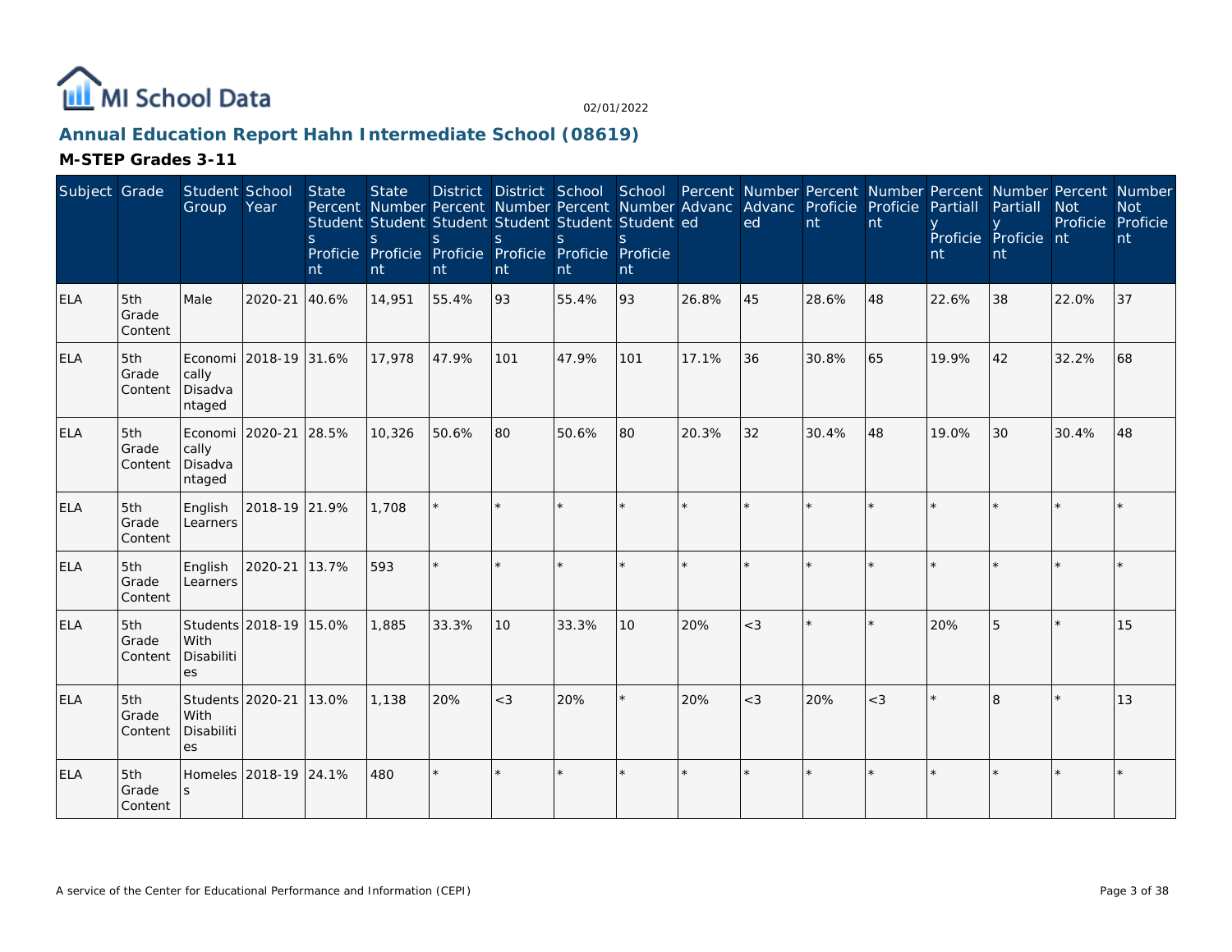MI School Data

02/01/2022

## Annual Education Report Hahn Intermediate School (08619)

### M-STEP Grades 3-11

| Subject | Grade | Student Group | School Year | State Percent Students Proficient | State Number Students Proficient | District Percent Students Proficient | District Number Students Proficient | School Percent Students Proficient | School Number Students Proficient | Percent Advanced | Number Advanced | Percent Proficient | Number Proficient | Percent Partially Proficient | Number Partially Proficient | Percent Not Proficient | Number Not Proficient |
|---|---|---|---|---|---|---|---|---|---|---|---|---|---|---|---|---|---|
| ELA | 5th Grade Content | Male | 2020-21 | 40.6% | 14,951 | 55.4% | 93 | 55.4% | 93 | 26.8% | 45 | 28.6% | 48 | 22.6% | 38 | 22.0% | 37 |
| ELA | 5th Grade Content | Economically Disadvantaged | 2018-19 | 31.6% | 17,978 | 47.9% | 101 | 47.9% | 101 | 17.1% | 36 | 30.8% | 65 | 19.9% | 42 | 32.2% | 68 |
| ELA | 5th Grade Content | Economically Disadvantaged | 2020-21 | 28.5% | 10,326 | 50.6% | 80 | 50.6% | 80 | 20.3% | 32 | 30.4% | 48 | 19.0% | 30 | 30.4% | 48 |
| ELA | 5th Grade Content | English Learners | 2018-19 | 21.9% | 1,708 | * | * | * | * | * | * | * | * | * | * | * | * |
| ELA | 5th Grade Content | English Learners | 2020-21 | 13.7% | 593 | * | * | * | * | * | * | * | * | * | * | * | * |
| ELA | 5th Grade Content | Students With Disabilities | 2018-19 | 15.0% | 1,885 | 33.3% | 10 | 33.3% | 10 | 20% | <3 | * | * | 20% | 5 | * | 15 |
| ELA | 5th Grade Content | Students With Disabilities | 2020-21 | 13.0% | 1,138 | 20% | <3 | 20% | * | 20% | <3 | 20% | <3 | * | 8 | * | 13 |
| ELA | 5th Grade Content | Homeless | 2018-19 | 24.1% | 480 | * | * | * | * | * | * | * | * | * | * | * | * |

A service of the Center for Educational Performance and Information (CEPI)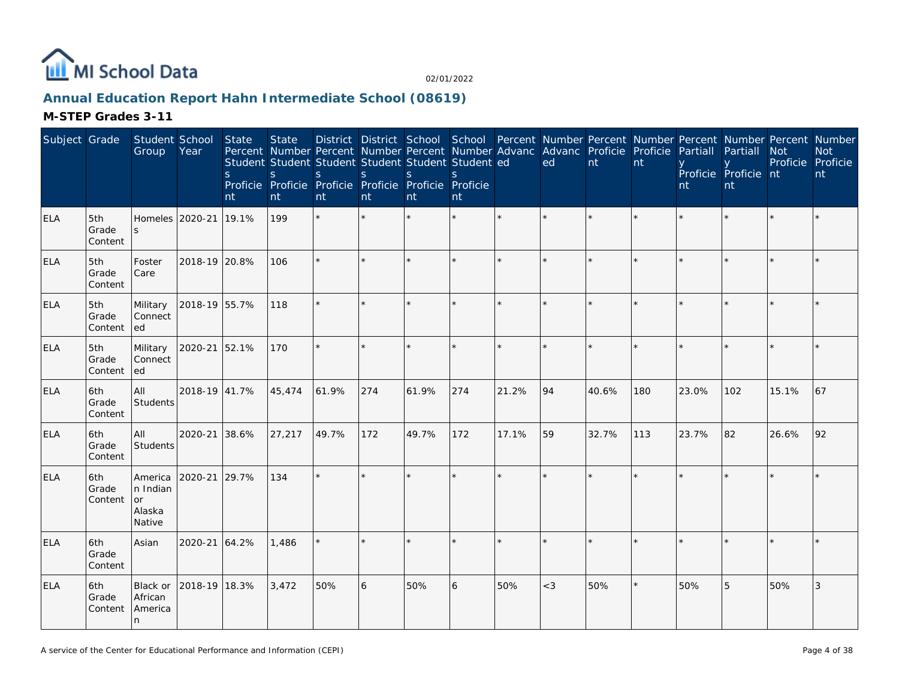# Annual Education Report Hahn Intermediate School (08619)

## M-STEP Grades 3-11

| Subject | Grade | Student Group | School Year | State Percent Students Proficient | State Number Students Proficient | District Percent Students Proficient | District Number Students Proficient | School Percent Students Proficient | School Number Students Proficient | Percent Advanced | Number Advanced | Percent Proficient | Number Proficient | Percent Partially Proficient | Number Partially Proficient | Percent Not Proficient | Number Not Proficient |
|---|---|---|---|---|---|---|---|---|---|---|---|---|---|---|---|---|---|
| ELA | 5th Grade Content | Homeless | 2020-21 | 19.1% | 199 | * | * | * | * | * | * | * | * | * | * | * | * |
| ELA | 5th Grade Content | Foster Care | 2018-19 | 20.8% | 106 | * | * | * | * | * | * | * | * | * | * | * | * |
| ELA | 5th Grade Content | Military Connected | 2018-19 | 55.7% | 118 | * | * | * | * | * | * | * | * | * | * | * | * |
| ELA | 5th Grade Content | Military Connected | 2020-21 | 52.1% | 170 | * | * | * | * | * | * | * | * | * | * | * | * |
| ELA | 6th Grade Content | All Students | 2018-19 | 41.7% | 45,474 | 61.9% | 274 | 61.9% | 274 | 21.2% | 94 | 40.6% | 180 | 23.0% | 102 | 15.1% | 67 |
| ELA | 6th Grade Content | All Students | 2020-21 | 38.6% | 27,217 | 49.7% | 172 | 49.7% | 172 | 17.1% | 59 | 32.7% | 113 | 23.7% | 82 | 26.6% | 92 |
| ELA | 6th Grade Content | American Indian or Alaska Native | 2020-21 | 29.7% | 134 | * | * | * | * | * | * | * | * | * | * | * | * |
| ELA | 6th Grade Content | Asian | 2020-21 | 64.2% | 1,486 | * | * | * | * | * | * | * | * | * | * | * | * |
| ELA | 6th Grade Content | Black or African American | 2018-19 | 18.3% | 3,472 | 50% | 6 | 50% | 6 | 50% | <3 | 50% | * | 50% | 5 | 50% | 3 |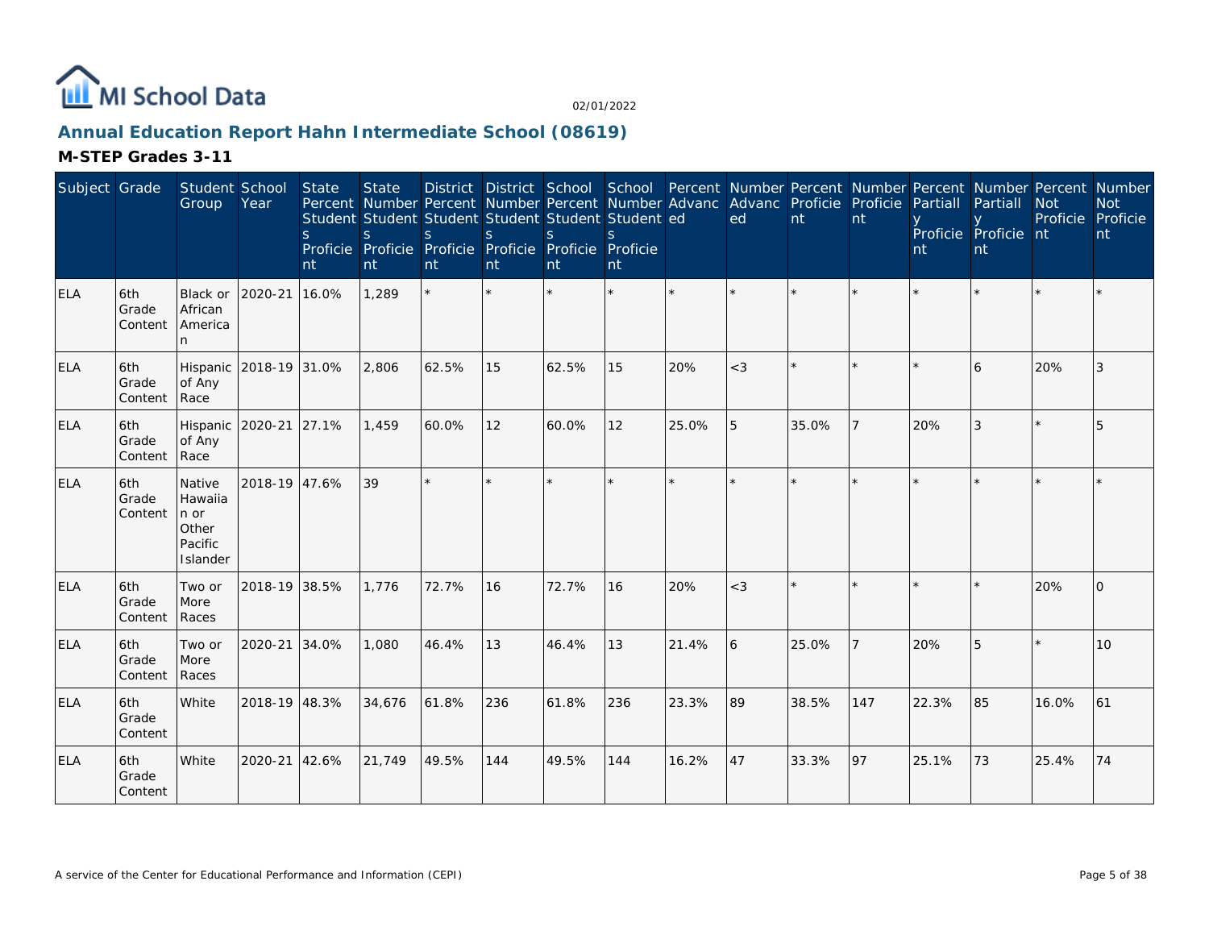# Annual Education Report Hahn Intermediate School (08619)

## M-STEP Grades 3-11

| Subject | Grade | Student Group | School Year | State Percent Students Proficient | State Number Students Proficient | District Percent Students Proficient | District Number Students Proficient | School Percent Students Proficient | School Number Students Proficient | Percent Advanced | Number Advanced | Percent Proficient | Number Proficient | Percent Partially Proficient | Number Partially Proficient | Percent Not Proficient | Number Not Proficient |
|---|---|---|---|---|---|---|---|---|---|---|---|---|---|---|---|---|---|
| ELA | 6th Grade Content | Black or African American | 2020-21 | 16.0% | 1,289 | * | * | * | * | * | * | * | * | * | * | * | * |
| ELA | 6th Grade Content | Hispanic of Any Race | 2018-19 | 31.0% | 2,806 | 62.5% | 15 | 62.5% | 15 | 20% | <3 | * | * | * | 6 | 20% | 3 |
| ELA | 6th Grade Content | Hispanic of Any Race | 2020-21 | 27.1% | 1,459 | 60.0% | 12 | 60.0% | 12 | 25.0% | 5 | 35.0% | 7 | 20% | 3 | * | 5 |
| ELA | 6th Grade Content | Native Hawaiian or Other Pacific Islander | 2018-19 | 47.6% | 39 | * | * | * | * | * | * | * | * | * | * | * | * |
| ELA | 6th Grade Content | Two or More Races | 2018-19 | 38.5% | 1,776 | 72.7% | 16 | 72.7% | 16 | 20% | <3 | * | * | * | * | 20% | 0 |
| ELA | 6th Grade Content | Two or More Races | 2020-21 | 34.0% | 1,080 | 46.4% | 13 | 46.4% | 13 | 21.4% | 6 | 25.0% | 7 | 20% | 5 | * | 10 |
| ELA | 6th Grade Content | White | 2018-19 | 48.3% | 34,676 | 61.8% | 236 | 61.8% | 236 | 23.3% | 89 | 38.5% | 147 | 22.3% | 85 | 16.0% | 61 |
| ELA | 6th Grade Content | White | 2020-21 | 42.6% | 21,749 | 49.5% | 144 | 49.5% | 144 | 16.2% | 47 | 33.3% | 97 | 25.1% | 73 | 25.4% | 74 |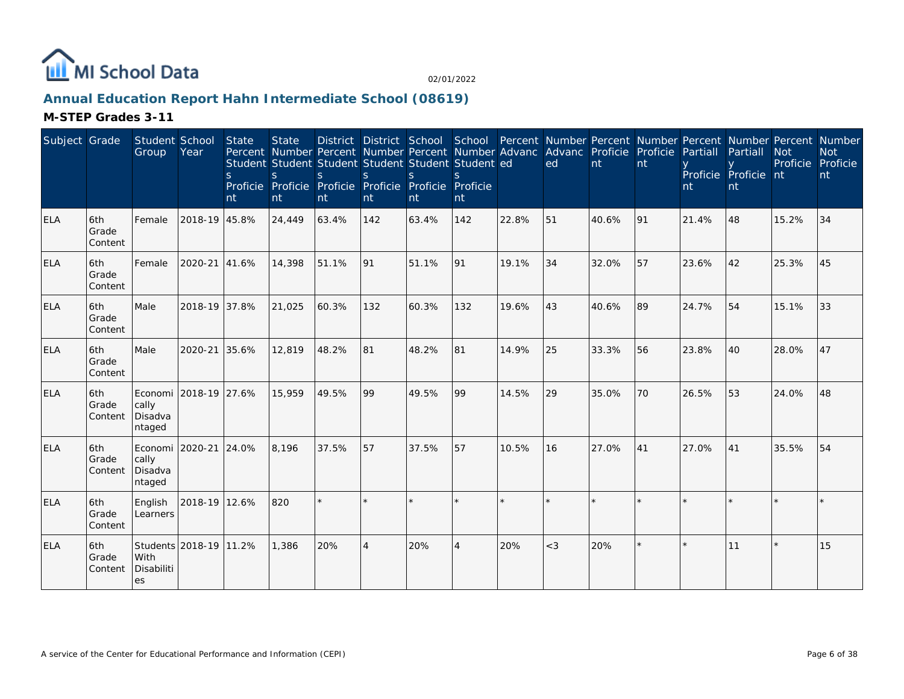MI School Data

02/01/2022

## Annual Education Report Hahn Intermediate School (08619)

### M-STEP Grades 3-11

| Subject | Grade | Student Group | School Year | State Percent Students Proficient | State Number Students Proficient | District Percent Students Proficient | District Number Students Proficient | School Percent Students Proficient | School Number Students Proficient | Percent Advanced | Number Advanced | Percent Proficient | Number Proficient | Percent Partially Proficient | Number Partially Proficient | Percent Not Proficient | Number Not Proficient |
|---|---|---|---|---|---|---|---|---|---|---|---|---|---|---|---|---|---|
| ELA | 6th Grade Content | Female | 2018-19 | 45.8% | 24,449 | 63.4% | 142 | 63.4% | 142 | 22.8% | 51 | 40.6% | 91 | 21.4% | 48 | 15.2% | 34 |
| ELA | 6th Grade Content | Female | 2020-21 | 41.6% | 14,398 | 51.1% | 91 | 51.1% | 91 | 19.1% | 34 | 32.0% | 57 | 23.6% | 42 | 25.3% | 45 |
| ELA | 6th Grade Content | Male | 2018-19 | 37.8% | 21,025 | 60.3% | 132 | 60.3% | 132 | 19.6% | 43 | 40.6% | 89 | 24.7% | 54 | 15.1% | 33 |
| ELA | 6th Grade Content | Male | 2020-21 | 35.6% | 12,819 | 48.2% | 81 | 48.2% | 81 | 14.9% | 25 | 33.3% | 56 | 23.8% | 40 | 28.0% | 47 |
| ELA | 6th Grade Content | Economically Disadvantaged | 2018-19 | 27.6% | 15,959 | 49.5% | 99 | 49.5% | 99 | 14.5% | 29 | 35.0% | 70 | 26.5% | 53 | 24.0% | 48 |
| ELA | 6th Grade Content | Economically Disadvantaged | 2020-21 | 24.0% | 8,196 | 37.5% | 57 | 37.5% | 57 | 10.5% | 16 | 27.0% | 41 | 27.0% | 41 | 35.5% | 54 |
| ELA | 6th Grade Content | English Learners | 2018-19 | 12.6% | 820 | * | * | * | * | * | * | * | * | * | * | * | * |
| ELA | 6th Grade Content | Students With Disabilities | 2018-19 | 11.2% | 1,386 | 20% | 4 | 20% | 4 | 20% | <3 | 20% | * | * | 11 | * | 15 |

A service of the Center for Educational Performance and Information (CEPI)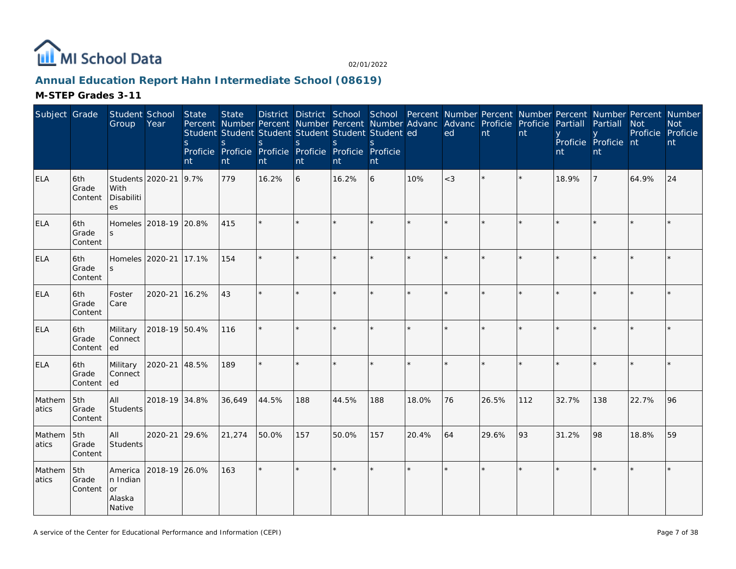# Annual Education Report Hahn Intermediate School (08619)

02/01/2022

## M-STEP Grades 3-11

| Subject | Grade | Student Group | School Year | State Percent Students Proficient | State Number Students Proficient | District Percent Students Proficient | District Number Students Proficient | School Percent Students Proficient | School Number Students Proficient | Percent Advanced | Number Advanced | Percent Proficient | Number Proficient | Percent Partially Proficient | Number Partially Proficient | Percent Not Proficient | Number Not Proficient |
|---|---|---|---|---|---|---|---|---|---|---|---|---|---|---|---|---|---|
| ELA | 6th Grade Content | Students With Disabilities | 2020-21 | 9.7% | 779 | 16.2% | 6 | 16.2% | 6 | 10% | <3 | * | * | 18.9% | 7 | 64.9% | 24 |
| ELA | 6th Grade Content | Homeless | 2018-19 | 20.8% | 415 | * | * | * | * | * | * | * | * | * | * | * | * |
| ELA | 6th Grade Content | Homeless | 2020-21 | 17.1% | 154 | * | * | * | * | * | * | * | * | * | * | * | * |
| ELA | 6th Grade Content | Foster Care | 2020-21 | 16.2% | 43 | * | * | * | * | * | * | * | * | * | * | * | * |
| ELA | 6th Grade Content | Military Connected | 2018-19 | 50.4% | 116 | * | * | * | * | * | * | * | * | * | * | * | * |
| ELA | 6th Grade Content | Military Connected | 2020-21 | 48.5% | 189 | * | * | * | * | * | * | * | * | * | * | * | * |
| Mathematics | 5th Grade Content | All Students | 2018-19 | 34.8% | 36,649 | 44.5% | 188 | 44.5% | 188 | 18.0% | 76 | 26.5% | 112 | 32.7% | 138 | 22.7% | 96 |
| Mathematics | 5th Grade Content | All Students | 2020-21 | 29.6% | 21,274 | 50.0% | 157 | 50.0% | 157 | 20.4% | 64 | 29.6% | 93 | 31.2% | 98 | 18.8% | 59 |
| Mathematics | 5th Grade Content | American Indian or Alaska Native | 2018-19 | 26.0% | 163 | * | * | * | * | * | * | * | * | * | * | * | * |

A service of the Center for Educational Performance and Information (CEPI)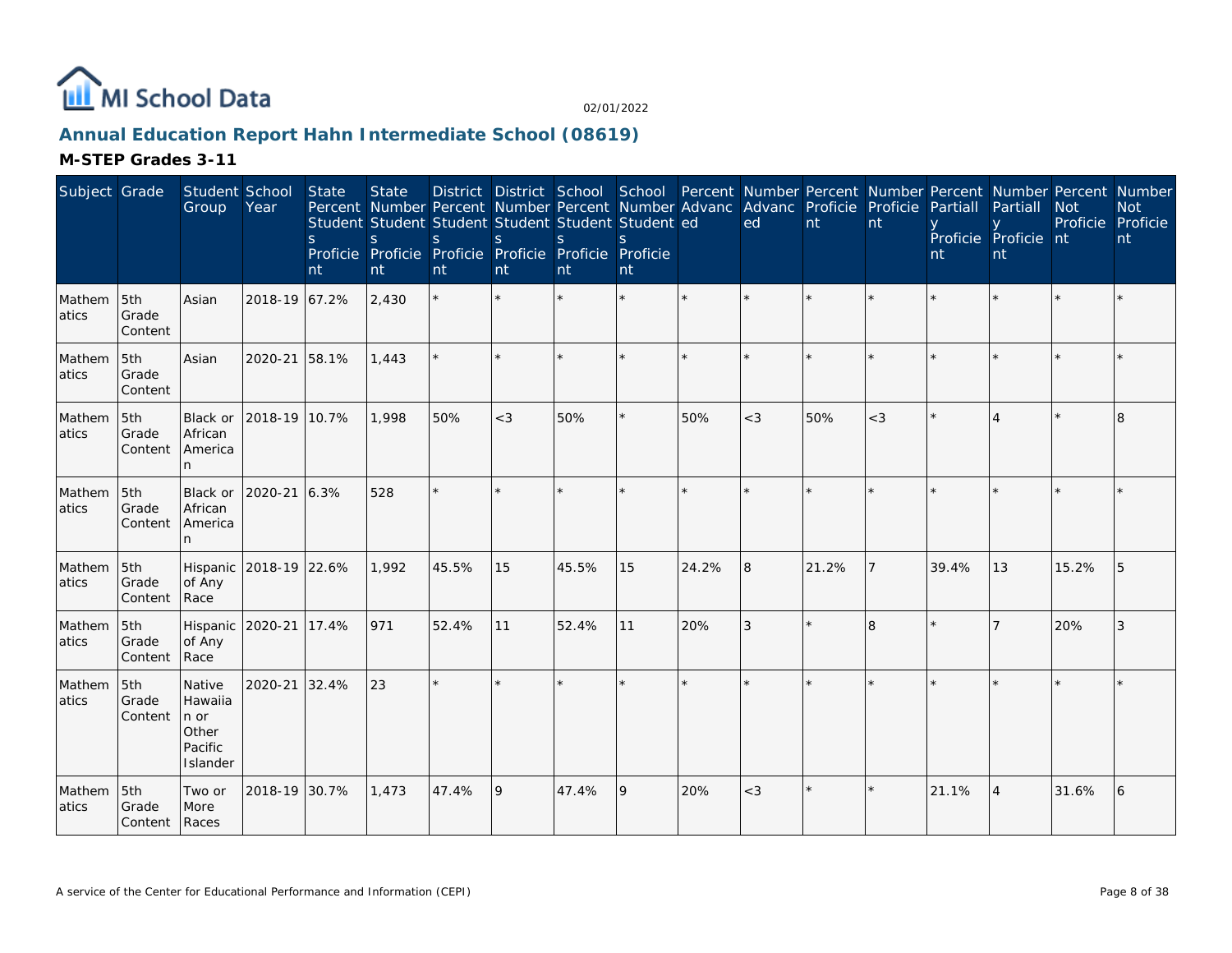# Annual Education Report Hahn Intermediate School (08619)

## M-STEP Grades 3-11

| Subject | Grade | Student Group | School Year | State Percent Students Proficient | State Number Students Proficient | District Percent Students Proficient | District Number Students Proficient | School Percent Students Proficient | School Number Students Proficient | Percent Advanced | Number Advanced | Percent Proficient | Number Proficient | Percent Partially Proficient | Number Partially Proficient | Percent Not Proficient | Number Not Proficient |
|---|---|---|---|---|---|---|---|---|---|---|---|---|---|---|---|---|---|
| Mathematics | 5th Grade Content | Asian | 2018-19 | 67.2% | 2,430 | * | * | * | * | * | * | * | * | * | * | * | * |
| Mathematics | 5th Grade Content | Asian | 2020-21 | 58.1% | 1,443 | * | * | * | * | * | * | * | * | * | * | * | * |
| Mathematics | 5th Grade Content | Black or African American | 2018-19 | 10.7% | 1,998 | 50% | <3 | 50% | * | 50% | <3 | 50% | <3 | * | 4 | * | 8 |
| Mathematics | 5th Grade Content | Black or African American | 2020-21 | 6.3% | 528 | * | * | * | * | * | * | * | * | * | * | * | * |
| Mathematics | 5th Grade Content | Hispanic of Any Race | 2018-19 | 22.6% | 1,992 | 45.5% | 15 | 45.5% | 15 | 24.2% | 8 | 21.2% | 7 | 39.4% | 13 | 15.2% | 5 |
| Mathematics | 5th Grade Content | Hispanic of Any Race | 2020-21 | 17.4% | 971 | 52.4% | 11 | 52.4% | 11 | 20% | 3 | * | 8 | * | 7 | 20% | 3 |
| Mathematics | 5th Grade Content | Native Hawaiian or Other Pacific Islander | 2020-21 | 32.4% | 23 | * | * | * | * | * | * | * | * | * | * | * | * |
| Mathematics | 5th Grade Content | Two or More Races | 2018-19 | 30.7% | 1,473 | 47.4% | 9 | 47.4% | 9 | 20% | <3 | * | * | 21.1% | 4 | 31.6% | 6 |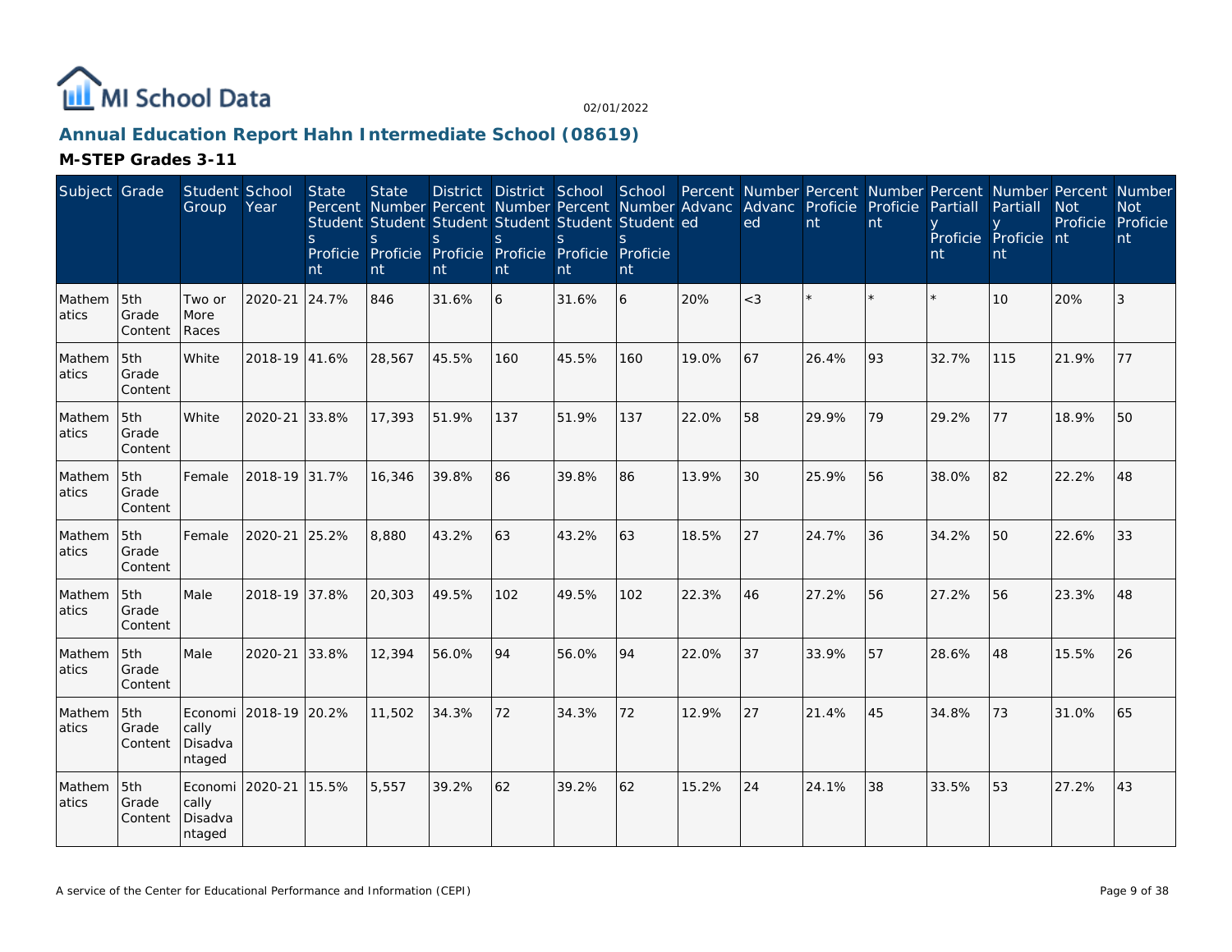# Annual Education Report Hahn Intermediate School (08619)

## M-STEP Grades 3-11

| Subject | Grade | Student Group | School Year | State Percent Students Proficient | State Number Students Proficient | District Percent Students Proficient | District Number Students Proficient | School Percent Students Proficient | School Number Students Proficient | Percent Advanced | Number Advanced | Percent Proficient | Number Proficient | Percent Partially Proficient | Number Partially Proficient | Percent Not Proficient | Number Not Proficient |
|---|---|---|---|---|---|---|---|---|---|---|---|---|---|---|---|---|---|
| Mathematics | 5th Grade Content | Two or More Races | 2020-21 | 24.7% | 846 | 31.6% | 6 | 31.6% | 6 | 20% | <3 | * | * | * | 10 | 20% | 3 |
| Mathematics | 5th Grade Content | White | 2018-19 | 41.6% | 28,567 | 45.5% | 160 | 45.5% | 160 | 19.0% | 67 | 26.4% | 93 | 32.7% | 115 | 21.9% | 77 |
| Mathematics | 5th Grade Content | White | 2020-21 | 33.8% | 17,393 | 51.9% | 137 | 51.9% | 137 | 22.0% | 58 | 29.9% | 79 | 29.2% | 77 | 18.9% | 50 |
| Mathematics | 5th Grade Content | Female | 2018-19 | 31.7% | 16,346 | 39.8% | 86 | 39.8% | 86 | 13.9% | 30 | 25.9% | 56 | 38.0% | 82 | 22.2% | 48 |
| Mathematics | 5th Grade Content | Female | 2020-21 | 25.2% | 8,880 | 43.2% | 63 | 43.2% | 63 | 18.5% | 27 | 24.7% | 36 | 34.2% | 50 | 22.6% | 33 |
| Mathematics | 5th Grade Content | Male | 2018-19 | 37.8% | 20,303 | 49.5% | 102 | 49.5% | 102 | 22.3% | 46 | 27.2% | 56 | 27.2% | 56 | 23.3% | 48 |
| Mathematics | 5th Grade Content | Male | 2020-21 | 33.8% | 12,394 | 56.0% | 94 | 56.0% | 94 | 22.0% | 37 | 33.9% | 57 | 28.6% | 48 | 15.5% | 26 |
| Mathematics | 5th Grade Content | Economically Disadvantaged | 2018-19 | 20.2% | 11,502 | 34.3% | 72 | 34.3% | 72 | 12.9% | 27 | 21.4% | 45 | 34.8% | 73 | 31.0% | 65 |
| Mathematics | 5th Grade Content | Economically Disadvantaged | 2020-21 | 15.5% | 5,557 | 39.2% | 62 | 39.2% | 62 | 15.2% | 24 | 24.1% | 38 | 33.5% | 53 | 27.2% | 43 |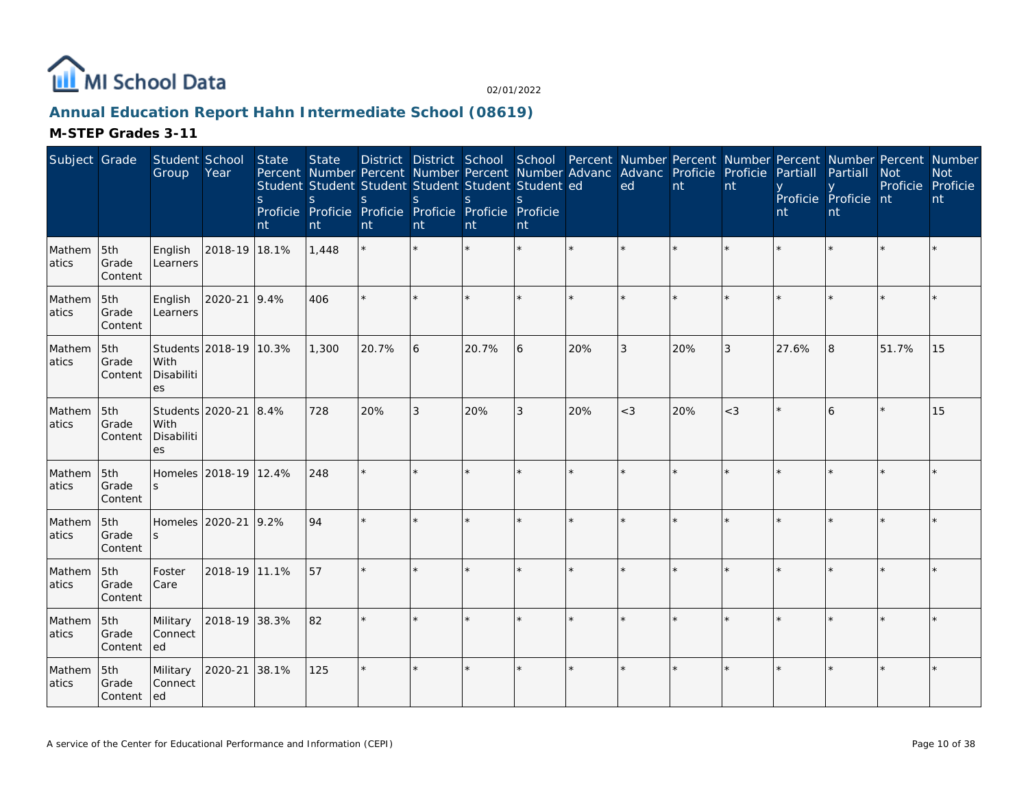# Annual Education Report Hahn Intermediate School (08619)

02/01/2022

## M-STEP Grades 3-11

| Subject | Grade | Student Group | School Year | State Percent Students Proficient | State Number Students Proficient | District Percent Students Proficient | District Number Students Proficient | School Percent Students Proficient | School Number Students Proficient | Percent Advanced | Number Advanced | Percent Proficient | Number Proficient | Percent Partially Proficient | Number Partially Proficient | Percent Not Proficient | Number Not Proficient |
|---|---|---|---|---|---|---|---|---|---|---|---|---|---|---|---|---|---|
| Mathematics | 5th Grade Content | English Learners | 2018-19 | 18.1% | 1,448 | * | * | * | * | * | * | * | * | * | * | * | * |
| Mathematics | 5th Grade Content | English Learners | 2020-21 | 9.4% | 406 | * | * | * | * | * | * | * | * | * | * | * | * |
| Mathematics | 5th Grade Content | Students With Disabilities | 2018-19 | 10.3% | 1,300 | 20.7% | 6 | 20.7% | 6 | 20% | 3 | 20% | 3 | 27.6% | 8 | 51.7% | 15 |
| Mathematics | 5th Grade Content | Students With Disabilities | 2020-21 | 8.4% | 728 | 20% | 3 | 20% | 3 | 20% | <3 | 20% | <3 | * | 6 | * | 15 |
| Mathematics | 5th Grade Content | Homeless | 2018-19 | 12.4% | 248 | * | * | * | * | * | * | * | * | * | * | * | * |
| Mathematics | 5th Grade Content | Homeless | 2020-21 | 9.2% | 94 | * | * | * | * | * | * | * | * | * | * | * | * |
| Mathematics | 5th Grade Content | Foster Care | 2018-19 | 11.1% | 57 | * | * | * | * | * | * | * | * | * | * | * | * |
| Mathematics | 5th Grade Content | Military Connected | 2018-19 | 38.3% | 82 | * | * | * | * | * | * | * | * | * | * | * | * |
| Mathematics | 5th Grade Content | Military Connected | 2020-21 | 38.1% | 125 | * | * | * | * | * | * | * | * | * | * | * | * |

A service of the Center for Educational Performance and Information (CEPI)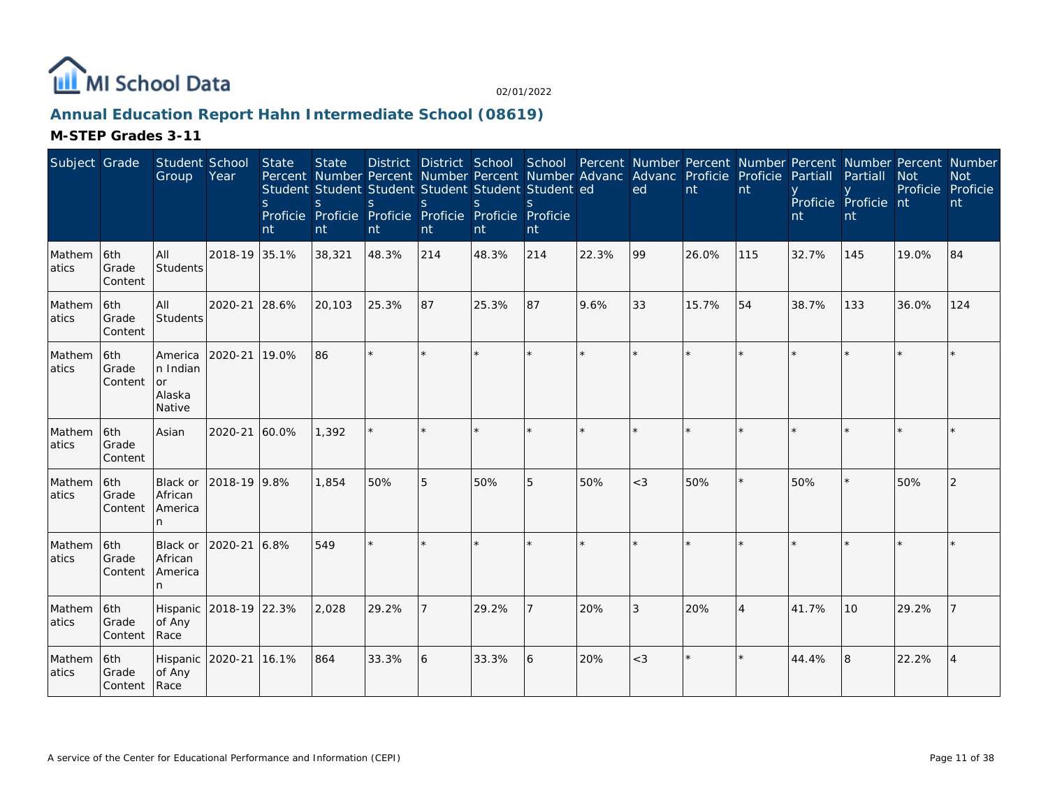MI School Data

02/01/2022

## Annual Education Report Hahn Intermediate School (08619)

### M-STEP Grades 3-11

| Subject | Grade | Student Group | School Year | State Percent Students Proficient | State Number Students Proficient | District Percent Students Proficient | District Number Students Proficient | School Percent Students Proficient | School Number Students Proficient | Percent Advanced | Number Advanced | Percent Proficient | Number Proficient | Percent Partially Proficient | Number Partially Proficient | Percent Not Proficient | Number Not Proficient |
|---|---|---|---|---|---|---|---|---|---|---|---|---|---|---|---|---|---|
| Mathematics | 6th Grade Content | All Students | 2018-19 | 35.1% | 38,321 | 48.3% | 214 | 48.3% | 214 | 22.3% | 99 | 26.0% | 115 | 32.7% | 145 | 19.0% | 84 |
| Mathematics | 6th Grade Content | All Students | 2020-21 | 28.6% | 20,103 | 25.3% | 87 | 25.3% | 87 | 9.6% | 33 | 15.7% | 54 | 38.7% | 133 | 36.0% | 124 |
| Mathematics | 6th Grade Content | American Indian or Alaska Native | 2020-21 | 19.0% | 86 | * | * | * | * | * | * | * | * | * | * | * | * |
| Mathematics | 6th Grade Content | Asian | 2020-21 | 60.0% | 1,392 | * | * | * | * | * | * | * | * | * | * | * | * |
| Mathematics | 6th Grade Content | Black or African American | 2018-19 | 9.8% | 1,854 | 50% | 5 | 50% | 5 | 50% | <3 | 50% | * | 50% | * | 50% | 2 |
| Mathematics | 6th Grade Content | Black or African American | 2020-21 | 6.8% | 549 | * | * | * | * | * | * | * | * | * | * | * | * |
| Mathematics | 6th Grade Content | Hispanic of Any Race | 2018-19 | 22.3% | 2,028 | 29.2% | 7 | 29.2% | 7 | 20% | 3 | 20% | 4 | 41.7% | 10 | 29.2% | 7 |
| Mathematics | 6th Grade Content | Hispanic of Any Race | 2020-21 | 16.1% | 864 | 33.3% | 6 | 33.3% | 6 | 20% | <3 | * | * | 44.4% | 8 | 22.2% | 4 |

A service of the Center for Educational Performance and Information (CEPI)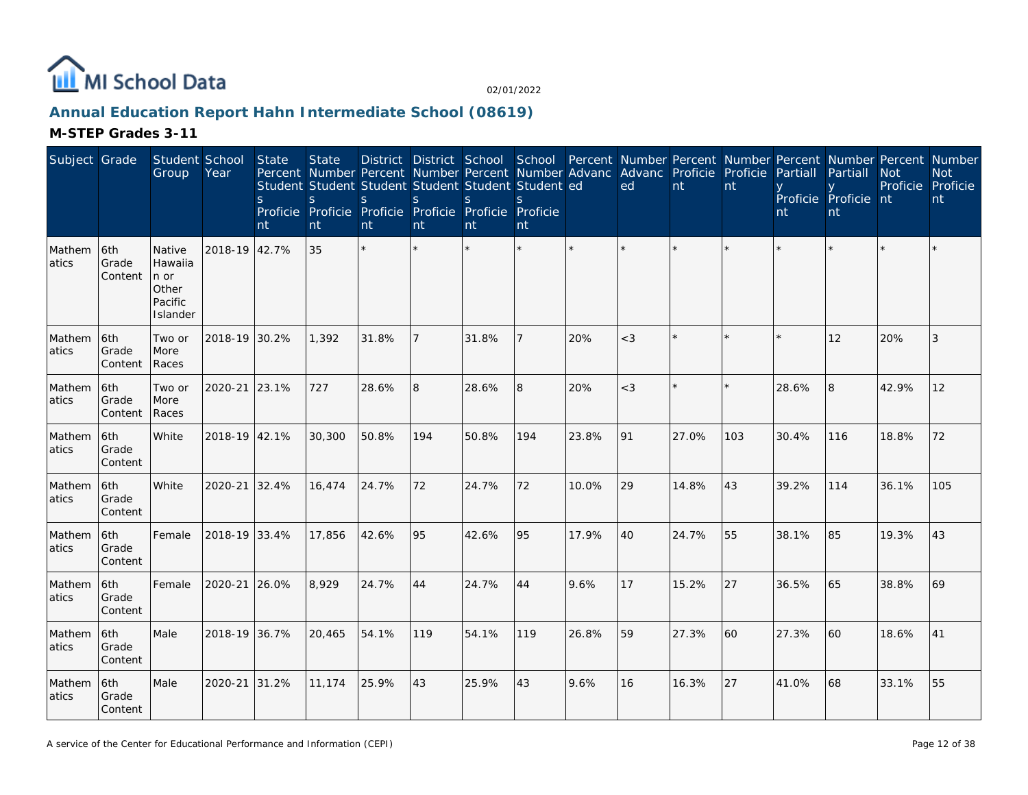# Annual Education Report Hahn Intermediate School (08619)

## M-STEP Grades 3-11

| Subject | Grade | Student Group | School Year | State Percent Students Proficient | State Number Students Proficient | District Percent Students Proficient | District Number Students Proficient | School Percent Students Proficient | School Number Students Proficient | Percent Advanced | Number Advanced | Percent Proficient | Number Proficient | Percent Partially Proficient | Number Partially Proficient | Percent Not Proficient | Number Not Proficient |
|---|---|---|---|---|---|---|---|---|---|---|---|---|---|---|---|---|---|
| Mathematics | 6th Grade Content | Native Hawaiian or Other Pacific Islander | 2018-19 | 42.7% | 35 | * | * | * | * | * | * | * | * | * | * | * | * |
| Mathematics | 6th Grade Content | Two or More Races | 2018-19 | 30.2% | 1,392 | 31.8% | 7 | 31.8% | 7 | 20% | <3 | * | * | * | 12 | 20% | 3 |
| Mathematics | 6th Grade Content | Two or More Races | 2020-21 | 23.1% | 727 | 28.6% | 8 | 28.6% | 8 | 20% | <3 | * | * | 28.6% | 8 | 42.9% | 12 |
| Mathematics | 6th Grade Content | White | 2018-19 | 42.1% | 30,300 | 50.8% | 194 | 50.8% | 194 | 23.8% | 91 | 27.0% | 103 | 30.4% | 116 | 18.8% | 72 |
| Mathematics | 6th Grade Content | White | 2020-21 | 32.4% | 16,474 | 24.7% | 72 | 24.7% | 72 | 10.0% | 29 | 14.8% | 43 | 39.2% | 114 | 36.1% | 105 |
| Mathematics | 6th Grade Content | Female | 2018-19 | 33.4% | 17,856 | 42.6% | 95 | 42.6% | 95 | 17.9% | 40 | 24.7% | 55 | 38.1% | 85 | 19.3% | 43 |
| Mathematics | 6th Grade Content | Female | 2020-21 | 26.0% | 8,929 | 24.7% | 44 | 24.7% | 44 | 9.6% | 17 | 15.2% | 27 | 36.5% | 65 | 38.8% | 69 |
| Mathematics | 6th Grade Content | Male | 2018-19 | 36.7% | 20,465 | 54.1% | 119 | 54.1% | 119 | 26.8% | 59 | 27.3% | 60 | 27.3% | 60 | 18.6% | 41 |
| Mathematics | 6th Grade Content | Male | 2020-21 | 31.2% | 11,174 | 25.9% | 43 | 25.9% | 43 | 9.6% | 16 | 16.3% | 27 | 41.0% | 68 | 33.1% | 55 |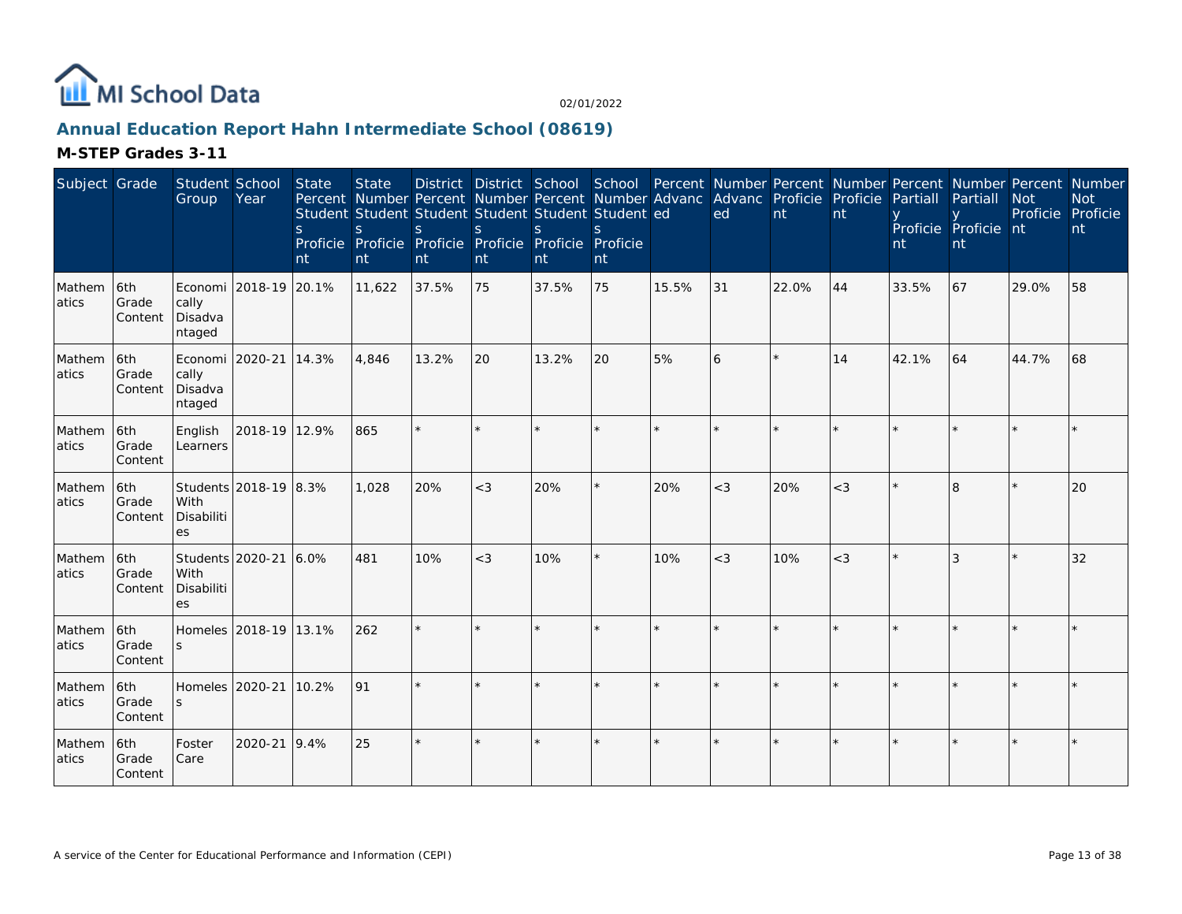# Annual Education Report Hahn Intermediate School (08619)

## M-STEP Grades 3-11

| Subject | Grade | Student Group | School Year | State Percent Students Proficient | State Number Students Proficient | District Percent Students Proficient | District Number Students Proficient | School Percent Students Proficient | School Number Students Proficient | Percent Advanced | Number Advanced | Percent Proficient | Number Proficient | Percent Partially Proficient | Number Partially Proficient | Percent Not Proficient | Number Not Proficient |
|---|---|---|---|---|---|---|---|---|---|---|---|---|---|---|---|---|---|
| Mathematics | 6th Grade Content | Economically Disadvantaged | 2018-19 | 20.1% | 11,622 | 37.5% | 75 | 37.5% | 75 | 15.5% | 31 | 22.0% | 44 | 33.5% | 67 | 29.0% | 58 |
| Mathematics | 6th Grade Content | Economically Disadvantaged | 2020-21 | 14.3% | 4,846 | 13.2% | 20 | 13.2% | 20 | 5% | 6 | * | 14 | 42.1% | 64 | 44.7% | 68 |
| Mathematics | 6th Grade Content | English Learners | 2018-19 | 12.9% | 865 | * | * | * | * | * | * | * | * | * | * | * | * |
| Mathematics | 6th Grade Content | Students With Disabilities | 2018-19 | 8.3% | 1,028 | 20% | <3 | 20% | * | 20% | <3 | 20% | <3 | * | 8 | * | 20 |
| Mathematics | 6th Grade Content | Students With Disabilities | 2020-21 | 6.0% | 481 | 10% | <3 | 10% | * | 10% | <3 | 10% | <3 | * | 3 | * | 32 |
| Mathematics | 6th Grade Content | Homeless | 2018-19 | 13.1% | 262 | * | * | * | * | * | * | * | * | * | * | * | * |
| Mathematics | 6th Grade Content | Homeless | 2020-21 | 10.2% | 91 | * | * | * | * | * | * | * | * | * | * | * | * |
| Mathematics | 6th Grade Content | Foster Care | 2020-21 | 9.4% | 25 | * | * | * | * | * | * | * | * | * | * | * | * |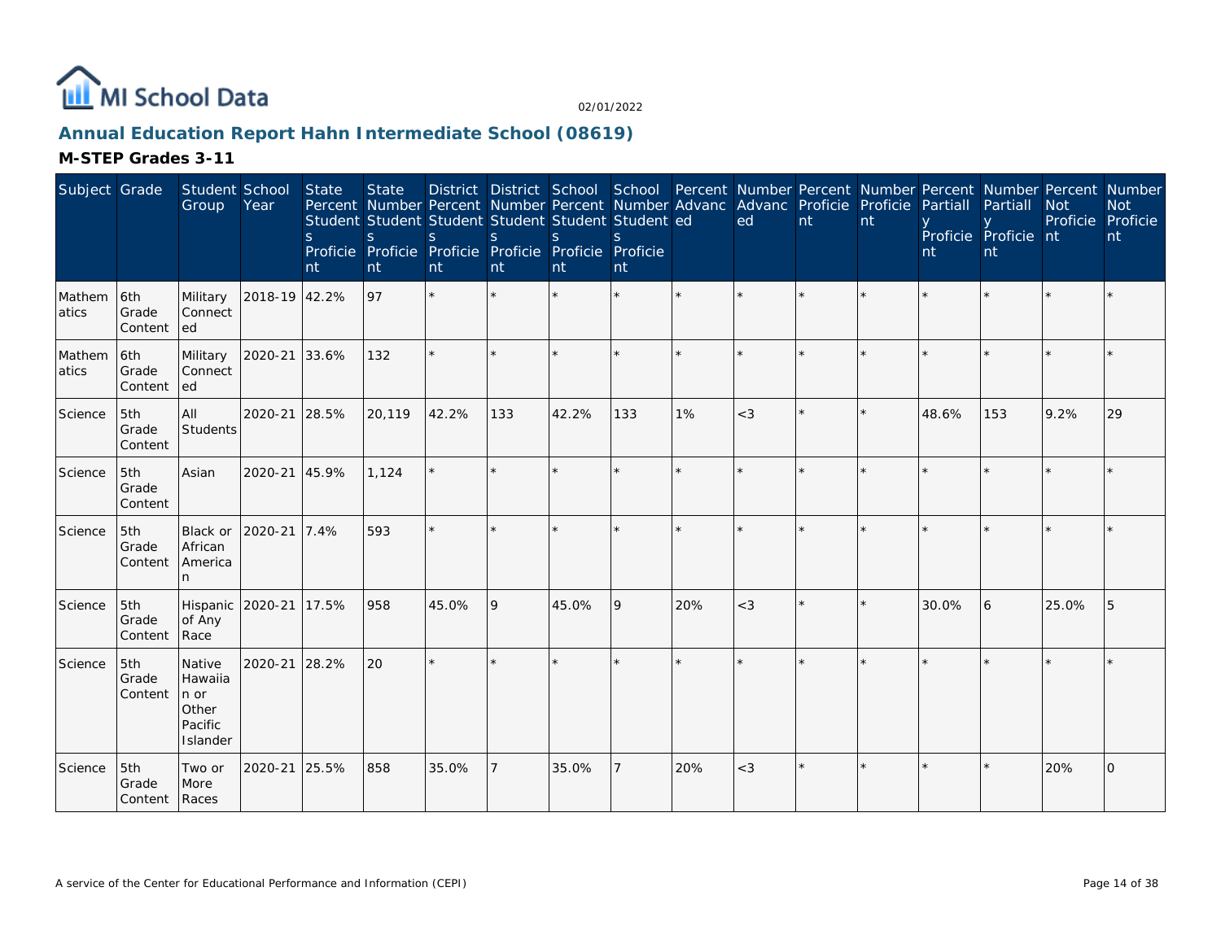# MI School Data

02/01/2022

## Annual Education Report Hahn Intermediate School (08619)

### M-STEP Grades 3-11

| Subject | Grade | Student Group | School Year | State Percent Students Proficient | State Number Students Proficient | District Percent Students Proficient | District Number Students Proficient | School Percent Students Proficient | School Number Students Proficient | Percent Advanced | Number Advanced | Percent Proficient | Number Proficient | Percent Partially Proficient | Number Partially Proficient | Percent Not Proficient | Number Not Proficient |
|---|---|---|---|---|---|---|---|---|---|---|---|---|---|---|---|---|---|
| Mathematics | 6th Grade Content | Military Connected | 2018-19 | 42.2% | 97 | * | * | * | * | * | * | * | * | * | * | * | * |
| Mathematics | 6th Grade Content | Military Connected | 2020-21 | 33.6% | 132 | * | * | * | * | * | * | * | * | * | * | * | * |
| Science | 5th Grade Content | All Students | 2020-21 | 28.5% | 20,119 | 42.2% | 133 | 42.2% | 133 | 1% | <3 | * | * | 48.6% | 153 | 9.2% | 29 |
| Science | 5th Grade Content | Asian | 2020-21 | 45.9% | 1,124 | * | * | * | * | * | * | * | * | * | * | * | * |
| Science | 5th Grade Content | Black or African American | 2020-21 | 7.4% | 593 | * | * | * | * | * | * | * | * | * | * | * | * |
| Science | 5th Grade Content | Hispanic of Any Race | 2020-21 | 17.5% | 958 | 45.0% | 9 | 45.0% | 9 | 20% | <3 | * | * | 30.0% | 6 | 25.0% | 5 |
| Science | 5th Grade Content | Native Hawaiian or Other Pacific Islander | 2020-21 | 28.2% | 20 | * | * | * | * | * | * | * | * | * | * | * | * |
| Science | 5th Grade Content | Two or More Races | 2020-21 | 25.5% | 858 | 35.0% | 7 | 35.0% | 7 | 20% | <3 | * | * | * | * | 20% | 0 |

A service of the Center for Educational Performance and Information (CEPI)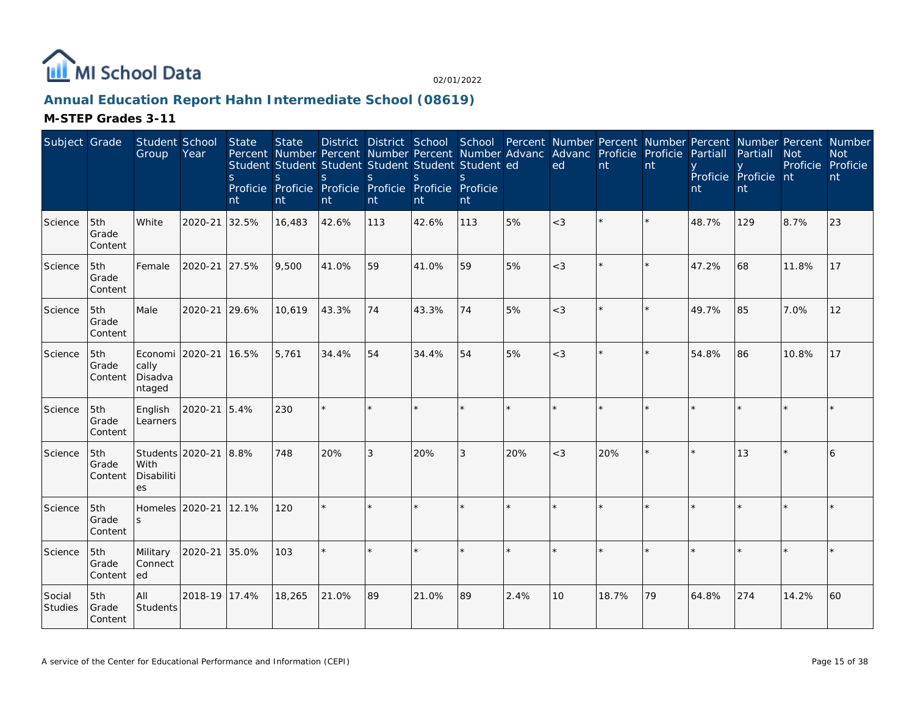# Annual Education Report Hahn Intermediate School (08619)

## M-STEP Grades 3-11

| Subject | Grade | Student Group | School Year | State Percent Students Proficient | State Number Students Proficient | District Percent Students Proficient | District Number Students Proficient | School Percent Students Proficient | School Number Students Proficient | Percent Advanced | Number Advanced | Percent Proficient | Number Proficient | Percent Partially Proficient | Number Partially Proficient | Percent Not Proficient | Number Not Proficient |
|---|---|---|---|---|---|---|---|---|---|---|---|---|---|---|---|---|---|
| Science | 5th Grade Content | White | 2020-21 | 32.5% | 16,483 | 42.6% | 113 | 42.6% | 113 | 5% | <3 | * | * | 48.7% | 129 | 8.7% | 23 |
| Science | 5th Grade Content | Female | 2020-21 | 27.5% | 9,500 | 41.0% | 59 | 41.0% | 59 | 5% | <3 | * | * | 47.2% | 68 | 11.8% | 17 |
| Science | 5th Grade Content | Male | 2020-21 | 29.6% | 10,619 | 43.3% | 74 | 43.3% | 74 | 5% | <3 | * | * | 49.7% | 85 | 7.0% | 12 |
| Science | 5th Grade Content | Economically Disadvantaged | 2020-21 | 16.5% | 5,761 | 34.4% | 54 | 34.4% | 54 | 5% | <3 | * | * | 54.8% | 86 | 10.8% | 17 |
| Science | 5th Grade Content | English Learners | 2020-21 | 5.4% | 230 | * | * | * | * | * | * | * | * | * | * | * | * |
| Science | 5th Grade Content | Students With Disabilities | 2020-21 | 8.8% | 748 | 20% | 3 | 20% | 3 | 20% | <3 | 20% | * | * | 13 | * | 6 |
| Science | 5th Grade Content | Homeless | 2020-21 | 12.1% | 120 | * | * | * | * | * | * | * | * | * | * | * | * |
| Science | 5th Grade Content | Military Connected | 2020-21 | 35.0% | 103 | * | * | * | * | * | * | * | * | * | * | * | * |
| Social Studies | 5th Grade Content | All Students | 2018-19 | 17.4% | 18,265 | 21.0% | 89 | 21.0% | 89 | 2.4% | 10 | 18.7% | 79 | 64.8% | 274 | 14.2% | 60 |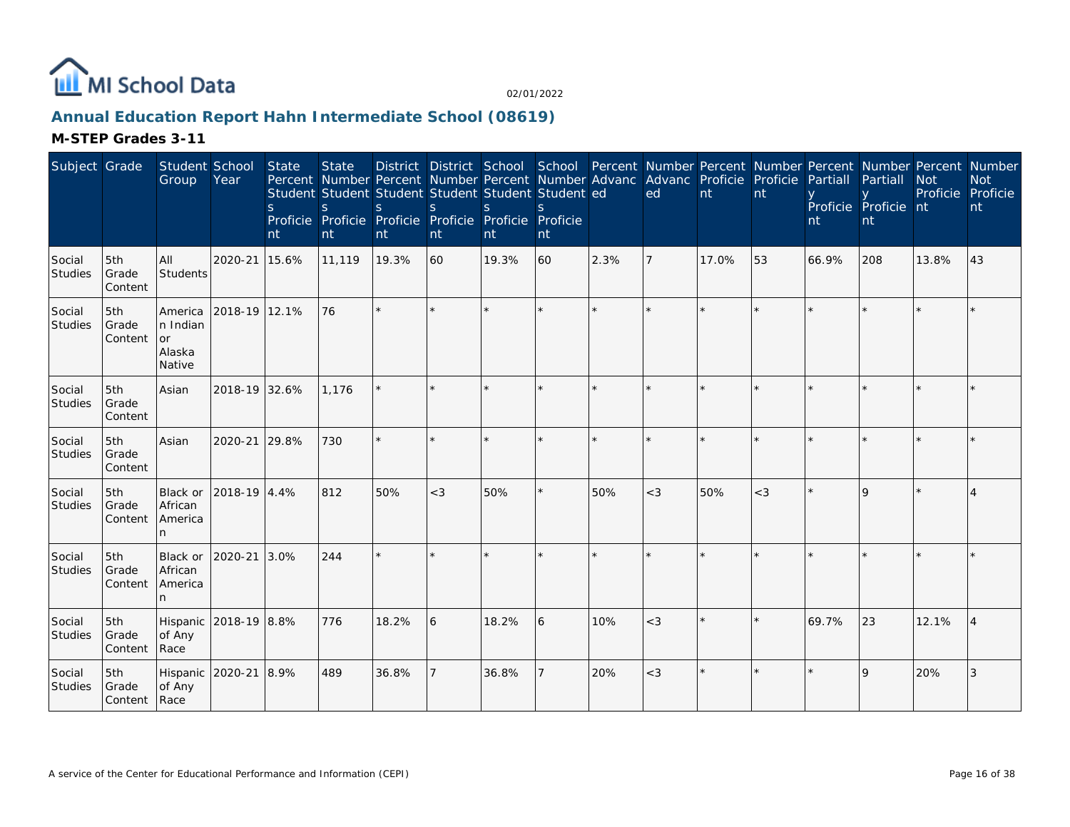# Annual Education Report Hahn Intermediate School (08619)

## M-STEP Grades 3-11

| Subject | Grade | Student Group | School Year | State Percent Students Proficient | State Number Students Proficient | District Percent Students Proficient | District Number Students Proficient | School Percent Students Proficient | School Number Students Proficient | Percent Advanced | Number Advanced | Percent Proficient | Number Proficient | Percent Partially Proficient | Number Partially Proficient | Percent Not Proficient | Number Not Proficient |
|---|---|---|---|---|---|---|---|---|---|---|---|---|---|---|---|---|---|
| Social Studies | 5th Grade Content | All Students | 2020-21 | 15.6% | 11,119 | 19.3% | 60 | 19.3% | 60 | 2.3% | 7 | 17.0% | 53 | 66.9% | 208 | 13.8% | 43 |
| Social Studies | 5th Grade Content | American Indian or Alaska Native | 2018-19 | 12.1% | 76 | * | * | * | * | * | * | * | * | * | * | * | * |
| Social Studies | 5th Grade Content | Asian | 2018-19 | 32.6% | 1,176 | * | * | * | * | * | * | * | * | * | * | * | * |
| Social Studies | 5th Grade Content | Asian | 2020-21 | 29.8% | 730 | * | * | * | * | * | * | * | * | * | * | * | * |
| Social Studies | 5th Grade Content | Black or African American | 2018-19 | 4.4% | 812 | 50% | <3 | 50% | * | 50% | <3 | 50% | <3 | * | 9 | * | 4 |
| Social Studies | 5th Grade Content | Black or African American | 2020-21 | 3.0% | 244 | * | * | * | * | * | * | * | * | * | * | * | * |
| Social Studies | 5th Grade Content | Hispanic of Any Race | 2018-19 | 8.8% | 776 | 18.2% | 6 | 18.2% | 6 | 10% | <3 | * | * | 69.7% | 23 | 12.1% | 4 |
| Social Studies | 5th Grade Content | Hispanic of Any Race | 2020-21 | 8.9% | 489 | 36.8% | 7 | 36.8% | 7 | 20% | <3 | * | * | * | 9 | 20% | 3 |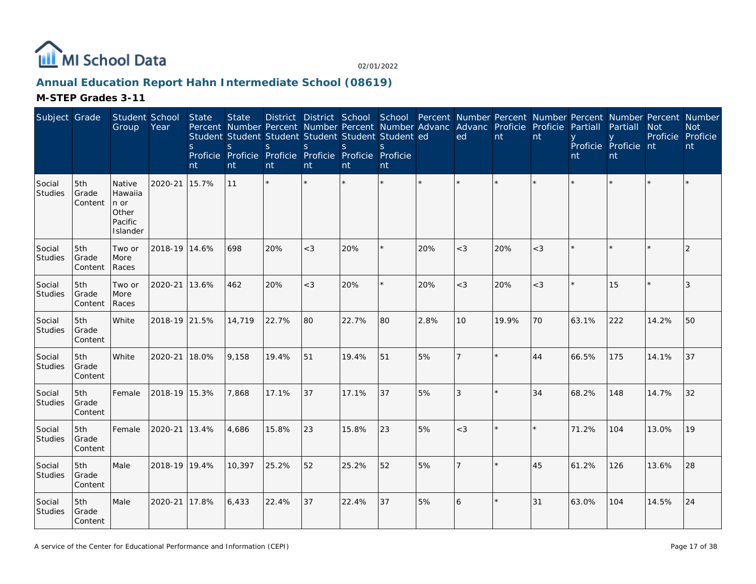# Annual Education Report Hahn Intermediate School (08619)

02/01/2022

## M-STEP Grades 3-11

| Subject | Grade | Student Group | School Year | State Percent Students Proficient | State Number Students Proficient | District Percent Students Proficient | District Number Students Proficient | School Percent Students Proficient | School Number Students Proficient | Percent Advanced | Number Advanced | Percent Proficient | Number Proficient | Percent Partially Proficient | Number Partially Proficient | Percent Not Proficient | Number Not Proficient |
|---|---|---|---|---|---|---|---|---|---|---|---|---|---|---|---|---|---|
| Social Studies | 5th Grade Content | Native Hawaiian or Other Pacific Islander | 2020-21 | 15.7% | 11 | * | * | * | * | * | * | * | * | * | * | * | * |
| Social Studies | 5th Grade Content | Two or More Races | 2018-19 | 14.6% | 698 | 20% | <3 | 20% | * | 20% | <3 | 20% | <3 | * | * | * | 2 |
| Social Studies | 5th Grade Content | Two or More Races | 2020-21 | 13.6% | 462 | 20% | <3 | 20% | * | 20% | <3 | 20% | <3 | * | 15 | * | 3 |
| Social Studies | 5th Grade Content | White | 2018-19 | 21.5% | 14,719 | 22.7% | 80 | 22.7% | 80 | 2.8% | 10 | 19.9% | 70 | 63.1% | 222 | 14.2% | 50 |
| Social Studies | 5th Grade Content | White | 2020-21 | 18.0% | 9,158 | 19.4% | 51 | 19.4% | 51 | 5% | 7 | * | 44 | 66.5% | 175 | 14.1% | 37 |
| Social Studies | 5th Grade Content | Female | 2018-19 | 15.3% | 7,868 | 17.1% | 37 | 17.1% | 37 | 5% | 3 | * | 34 | 68.2% | 148 | 14.7% | 32 |
| Social Studies | 5th Grade Content | Female | 2020-21 | 13.4% | 4,686 | 15.8% | 23 | 15.8% | 23 | 5% | <3 | * | * | 71.2% | 104 | 13.0% | 19 |
| Social Studies | 5th Grade Content | Male | 2018-19 | 19.4% | 10,397 | 25.2% | 52 | 25.2% | 52 | 5% | 7 | * | 45 | 61.2% | 126 | 13.6% | 28 |
| Social Studies | 5th Grade Content | Male | 2020-21 | 17.8% | 6,433 | 22.4% | 37 | 22.4% | 37 | 5% | 6 | * | 31 | 63.0% | 104 | 14.5% | 24 |

A service of the Center for Educational Performance and Information (CEPI)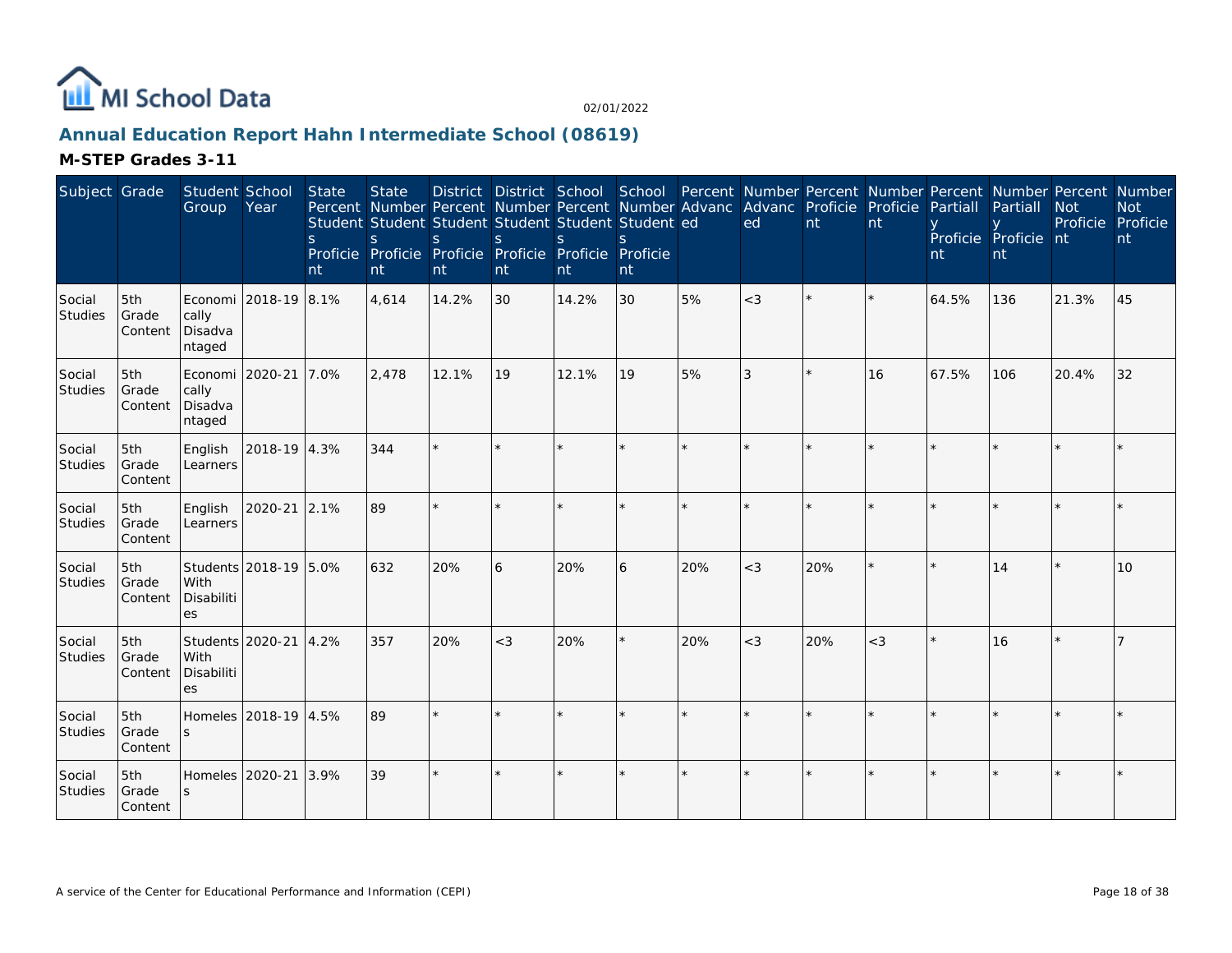MI School Data

02/01/2022

## Annual Education Report Hahn Intermediate School (08619)

### M-STEP Grades 3-11

| Subject | Grade | Student Group | School Year | State Percent Students Proficient | State Number Students Proficient | District Percent Students Proficient | District Number Students Proficient | School Percent Students Proficient | School Number Students Proficient | Percent Advanced | Number Advanced | Percent Proficient | Number Proficient | Percent Partially Proficient | Number Partially Proficient | Percent Not Proficient | Number Not Proficient |
|---|---|---|---|---|---|---|---|---|---|---|---|---|---|---|---|---|---|
| Social Studies | 5th Grade Content | Economically Disadvantaged | 2018-19 | 8.1% | 4,614 | 14.2% | 30 | 14.2% | 30 | 5% | <3 | * | * | 64.5% | 136 | 21.3% | 45 |
| Social Studies | 5th Grade Content | Economically Disadvantaged | 2020-21 | 7.0% | 2,478 | 12.1% | 19 | 12.1% | 19 | 5% | 3 | * | 16 | 67.5% | 106 | 20.4% | 32 |
| Social Studies | 5th Grade Content | English Learners | 2018-19 | 4.3% | 344 | * | * | * | * | * | * | * | * | * | * | * | * |
| Social Studies | 5th Grade Content | English Learners | 2020-21 | 2.1% | 89 | * | * | * | * | * | * | * | * | * | * | * | * |
| Social Studies | 5th Grade Content | Students With Disabilities | 2018-19 | 5.0% | 632 | 20% | 6 | 20% | 6 | 20% | <3 | 20% | * | * | 14 | * | 10 |
| Social Studies | 5th Grade Content | Students With Disabilities | 2020-21 | 4.2% | 357 | 20% | <3 | 20% | * | 20% | <3 | 20% | <3 | * | 16 | * | 7 |
| Social Studies | 5th Grade Content | Homeless | 2018-19 | 4.5% | 89 | * | * | * | * | * | * | * | * | * | * | * | * |
| Social Studies | 5th Grade Content | Homeless | 2020-21 | 3.9% | 39 | * | * | * | * | * | * | * | * | * | * | * | * |

A service of the Center for Educational Performance and Information (CEPI)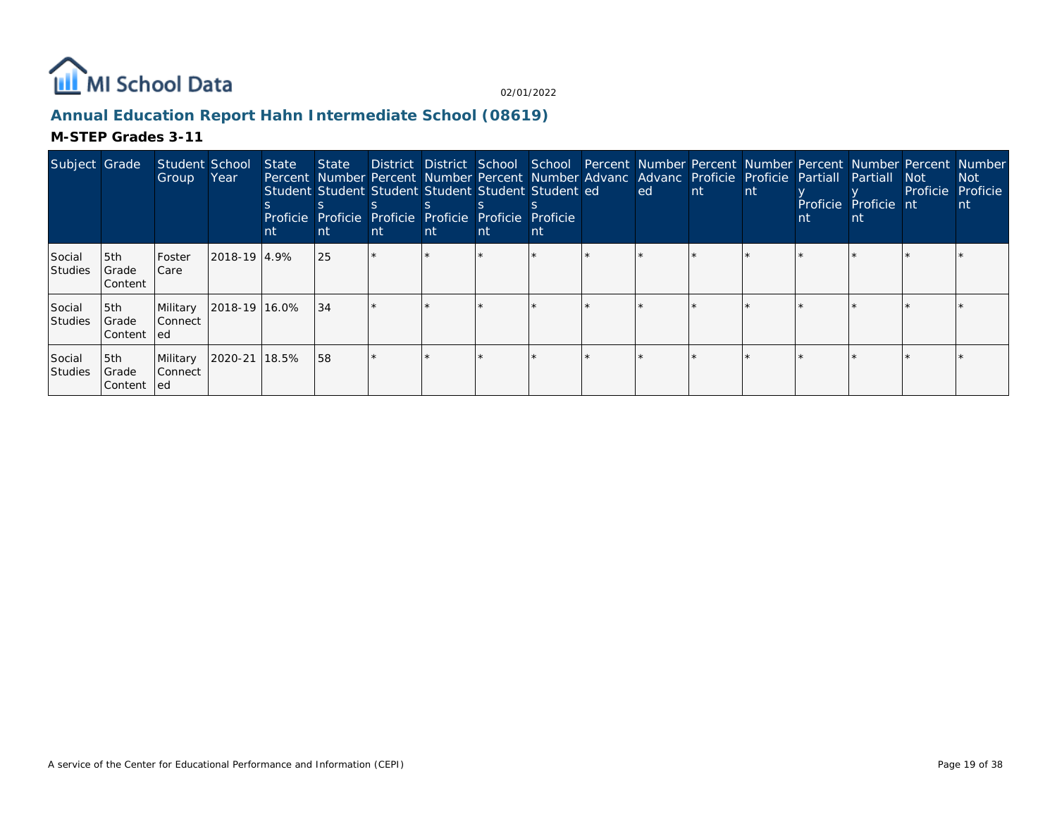# Annual Education Report Hahn Intermediate School (08619)

## M-STEP Grades 3-11

| Subject | Grade | Student Group | School Year | State Percent Students Proficient | State Number Students Proficient | District Percent Students Proficient | District Number Students Proficient | School Percent Students Proficient | School Number Students Proficient | Percent Advanced | Number Advanced | Percent Proficient | Number Proficient | Percent Partially Proficient | Number Partially Proficient | Percent Not Proficient | Number Not Proficient |
|---|---|---|---|---|---|---|---|---|---|---|---|---|---|---|---|---|---|
| Social Studies | 5th Grade Content | Foster Care | 2018-19 | 4.9% | 25 | * | * | * | * | * | * | * | * | * | * | * | * |
| Social Studies | 5th Grade Content | Military Connected | 2018-19 | 16.0% | 34 | * | * | * | * | * | * | * | * | * | * | * | * |
| Social Studies | 5th Grade Content | Military Connected | 2020-21 | 18.5% | 58 | * | * | * | * | * | * | * | * | * | * | * | * |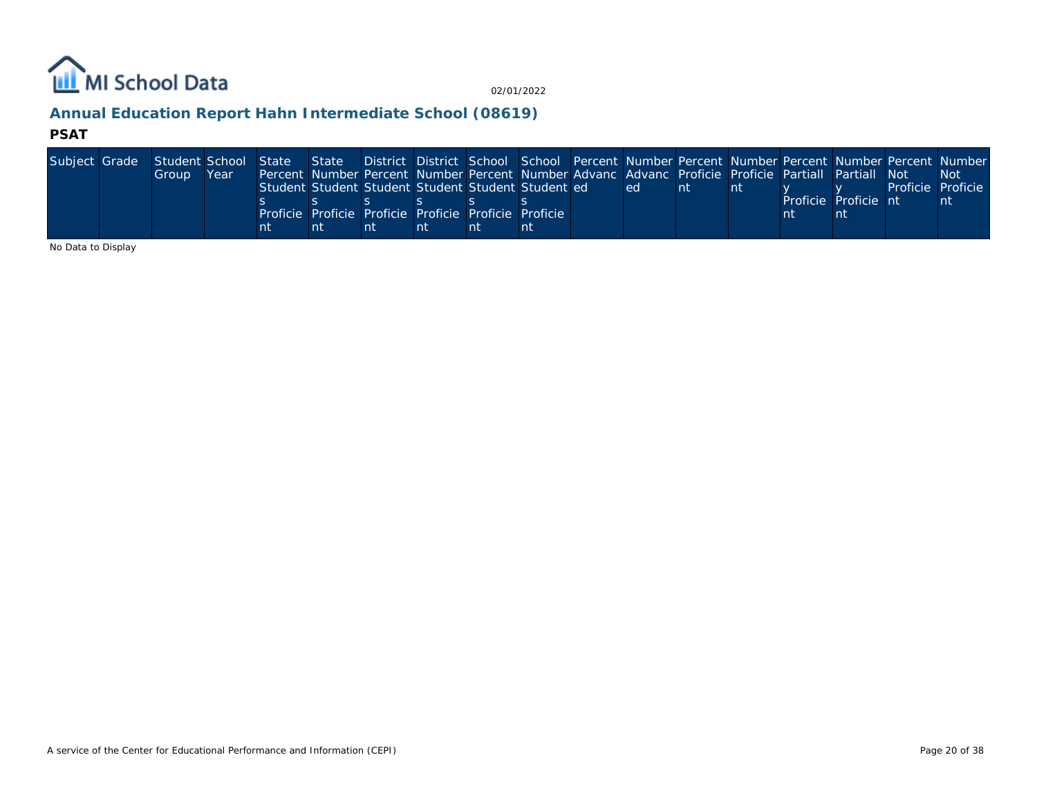## Annual Education Report Hahn Intermediate School (08619)

### PSAT

| Subject | Grade | Student Group | School Year | State Percent Students Proficient | State Number Students Proficient | District Percent Students Proficient | District Number Students Proficient | School Percent Students Proficient | School Number Students Proficient | Percent Advanced | Number Advanced | Percent Proficient | Number Proficient | Percent Partially Proficient | Number Partially Proficient | Percent Not Proficient | Number Not Proficient |
|---|---|---|---|---|---|---|---|---|---|---|---|---|---|---|---|---|---|

No Data to Display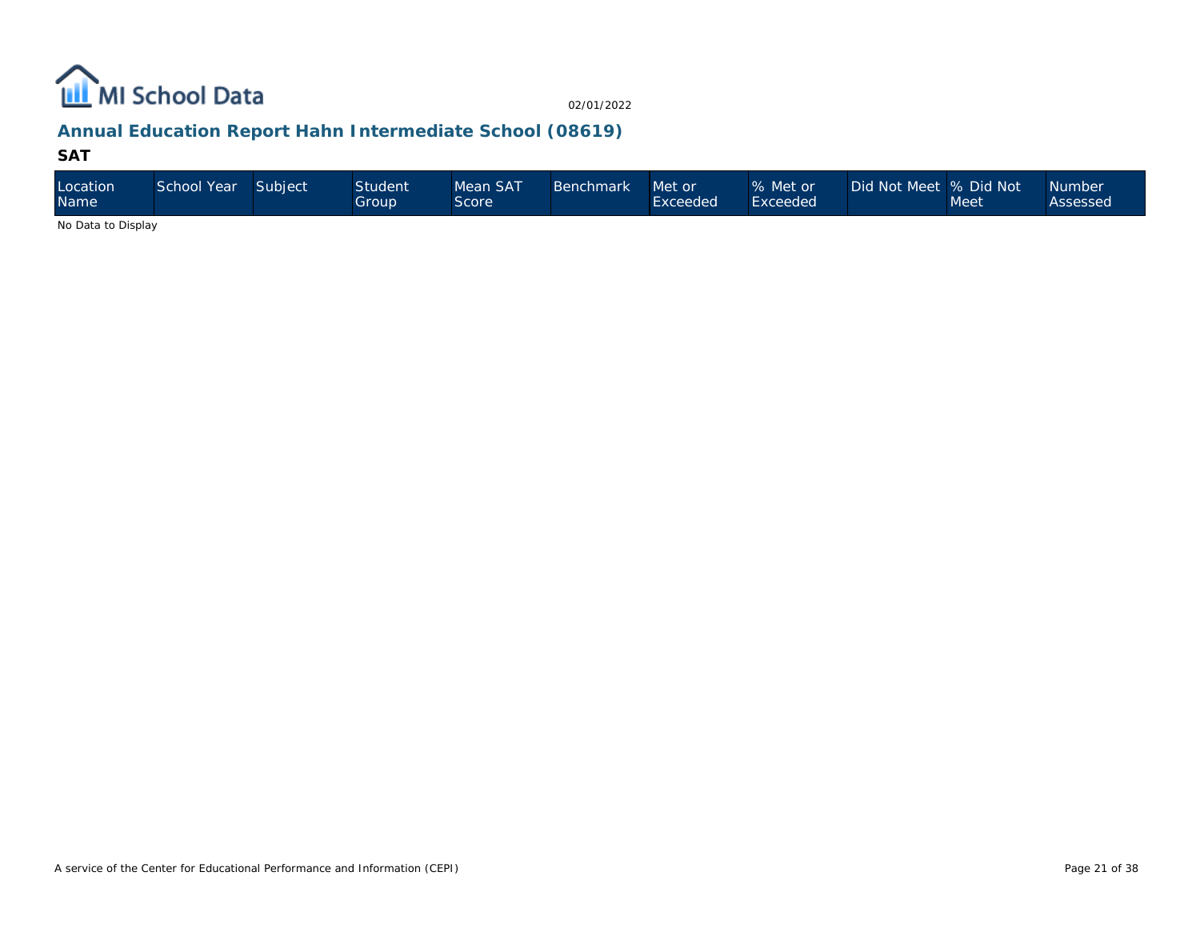MI School Data

02/01/2022

## Annual Education Report Hahn Intermediate School (08619)

### SAT

| Location Name | School Year | Subject | Student Group | Mean SAT Score | Benchmark | Met or Exceeded | % Met or Exceeded | Did Not Meet | % Did Not Meet | Number Assessed |
|---|---|---|---|---|---|---|---|---|---|---|

No Data to Display

A service of the Center for Educational Performance and Information (CEPI)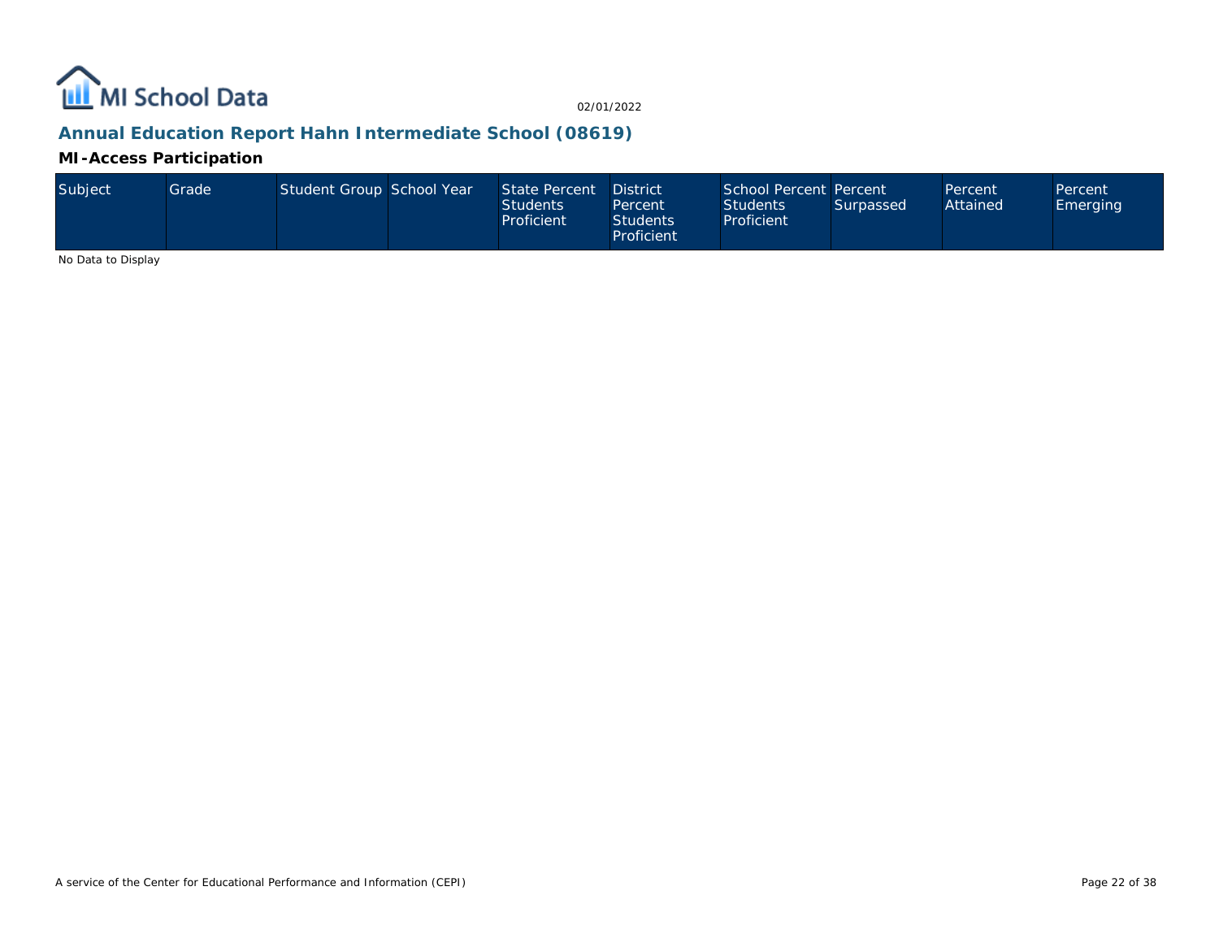02/01/2022

## Annual Education Report Hahn Intermediate School (08619)

### MI-Access Participation

| Subject | Grade | Student Group | School Year | State Percent Students Proficient | District Percent Students Proficient | School Percent Students Proficient | Percent Surpassed | Percent Attained | Percent Emerging |
|---|---|---|---|---|---|---|---|---|---|

No Data to Display

A service of the Center for Educational Performance and Information (CEPI)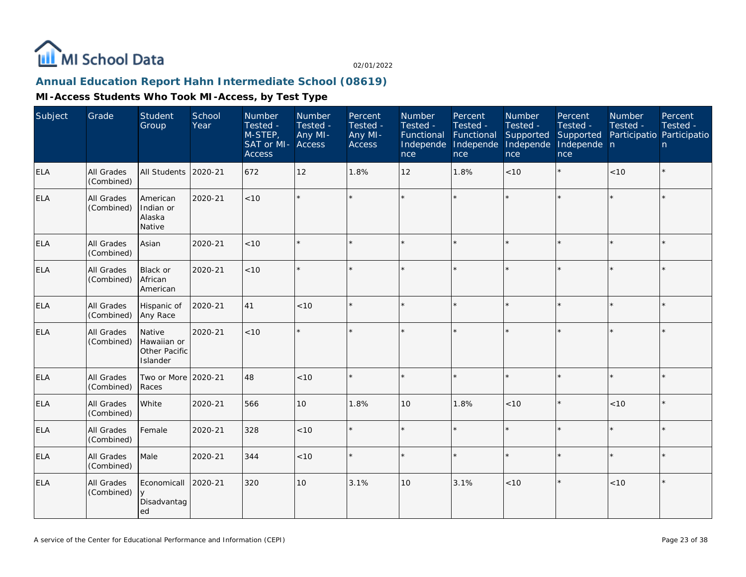# MI School Data

02/01/2022

## Annual Education Report Hahn Intermediate School (08619)

### MI-Access Students Who Took MI-Access, by Test Type

| Subject | Grade | Student Group | School Year | Number Tested - M-STEP, SAT or MI-Access | Number Tested - Any MI-Access | Percent Tested - Any MI-Access | Number Tested - Functional Independence | Percent Tested - Functional Independence | Number Tested - Supported Independence | Percent Tested - Supported Independence | Number Tested - Participation | Percent Tested - Participation |
|---|---|---|---|---|---|---|---|---|---|---|---|---|
| ELA | All Grades (Combined) | All Students | 2020-21 | 672 | 12 | 1.8% | 12 | 1.8% | <10 | * | <10 | * |
| ELA | All Grades (Combined) | American Indian or Alaska Native | 2020-21 | <10 | * | * | * | * | * | * | * | * |
| ELA | All Grades (Combined) | Asian | 2020-21 | <10 | * | * | * | * | * | * | * | * |
| ELA | All Grades (Combined) | Black or African American | 2020-21 | <10 | * | * | * | * | * | * | * | * |
| ELA | All Grades (Combined) | Hispanic of Any Race | 2020-21 | 41 | <10 | * | * | * | * | * | * | * |
| ELA | All Grades (Combined) | Native Hawaiian or Other Pacific Islander | 2020-21 | <10 | * | * | * | * | * | * | * | * |
| ELA | All Grades (Combined) | Two or More Races | 2020-21 | 48 | <10 | * | * | * | * | * | * | * |
| ELA | All Grades (Combined) | White | 2020-21 | 566 | 10 | 1.8% | 10 | 1.8% | <10 | * | <10 | * |
| ELA | All Grades (Combined) | Female | 2020-21 | 328 | <10 | * | * | * | * | * | * | * |
| ELA | All Grades (Combined) | Male | 2020-21 | 344 | <10 | * | * | * | * | * | * | * |
| ELA | All Grades (Combined) | Economically Disadvantaged | 2020-21 | 320 | 10 | 3.1% | 10 | 3.1% | <10 | * | <10 | * |

A service of the Center for Educational Performance and Information (CEPI)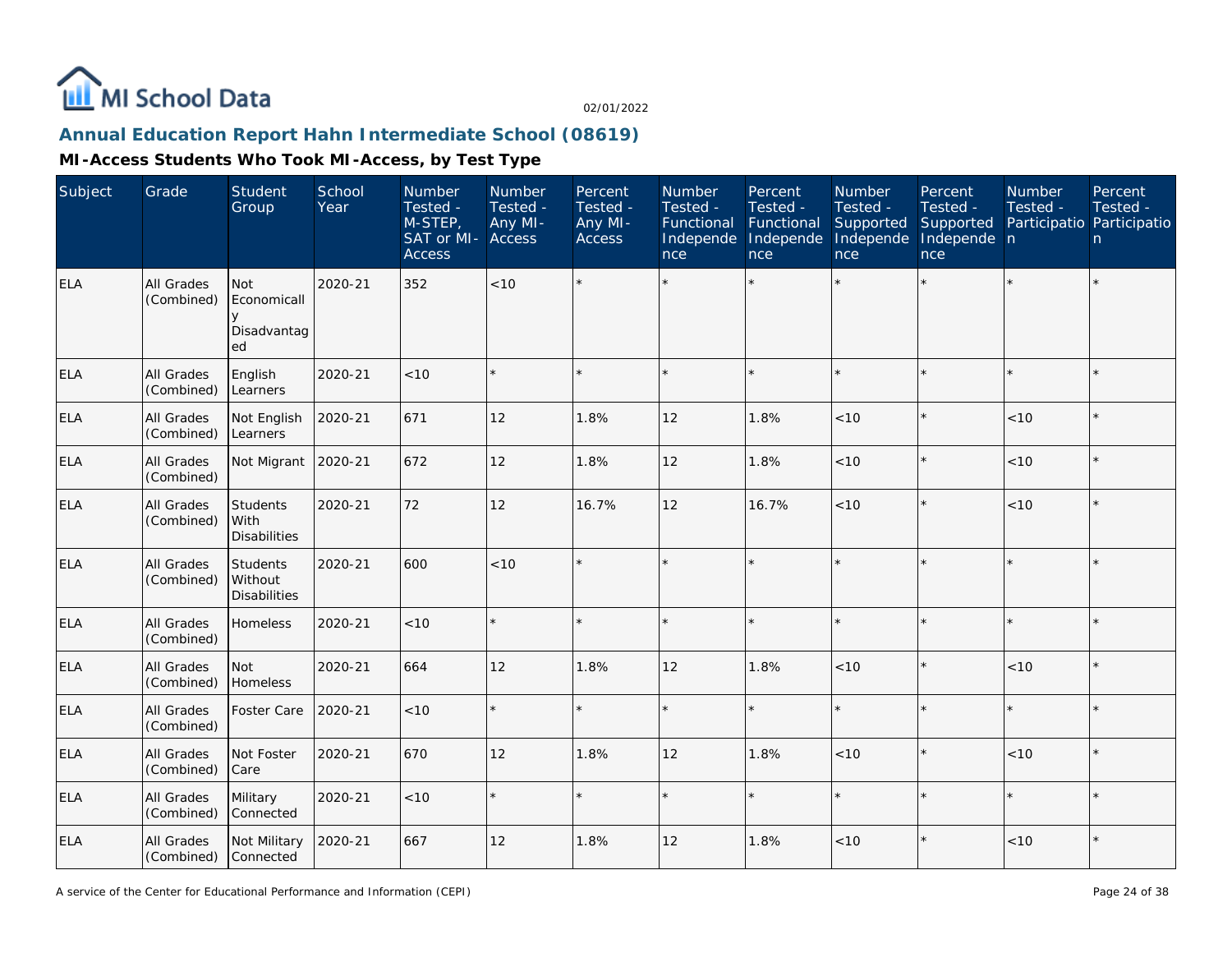# Annual Education Report Hahn Intermediate School (08619)

## MI-Access Students Who Took MI-Access, by Test Type

| Subject | Grade | Student Group | School Year | Number Tested - M-STEP, SAT or MI-Access | Number Tested - Any MI-Access | Percent Tested - Any MI-Access | Number Tested - Functional Independence | Percent Tested - Functional Independence | Number Tested - Supported Independence | Percent Tested - Supported Independence | Number Tested - Participation | Percent Tested - Participation |
|---|---|---|---|---|---|---|---|---|---|---|---|---|
| ELA | All Grades (Combined) | Not Economically Disadvantaged | 2020-21 | 352 | <10 | * | * | * | * | * | * | * |
| ELA | All Grades (Combined) | English Learners | 2020-21 | <10 | * | * | * | * | * | * | * | * |
| ELA | All Grades (Combined) | Not English Learners | 2020-21 | 671 | 12 | 1.8% | 12 | 1.8% | <10 | * | <10 | * |
| ELA | All Grades (Combined) | Not Migrant | 2020-21 | 672 | 12 | 1.8% | 12 | 1.8% | <10 | * | <10 | * |
| ELA | All Grades (Combined) | Students With Disabilities | 2020-21 | 72 | 12 | 16.7% | 12 | 16.7% | <10 | * | <10 | * |
| ELA | All Grades (Combined) | Students Without Disabilities | 2020-21 | 600 | <10 | * | * | * | * | * | * | * |
| ELA | All Grades (Combined) | Homeless | 2020-21 | <10 | * | * | * | * | * | * | * | * |
| ELA | All Grades (Combined) | Not Homeless | 2020-21 | 664 | 12 | 1.8% | 12 | 1.8% | <10 | * | <10 | * |
| ELA | All Grades (Combined) | Foster Care | 2020-21 | <10 | * | * | * | * | * | * | * | * |
| ELA | All Grades (Combined) | Not Foster Care | 2020-21 | 670 | 12 | 1.8% | 12 | 1.8% | <10 | * | <10 | * |
| ELA | All Grades (Combined) | Military Connected | 2020-21 | <10 | * | * | * | * | * | * | * | * |
| ELA | All Grades (Combined) | Not Military Connected | 2020-21 | 667 | 12 | 1.8% | 12 | 1.8% | <10 | * | <10 | * |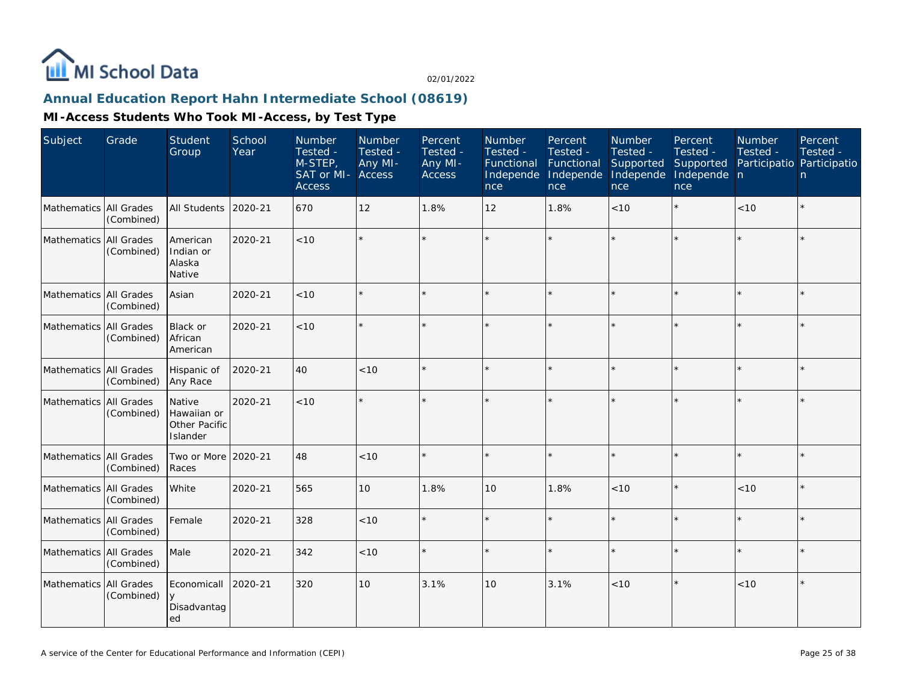# Annual Education Report Hahn Intermediate School (08619)

## MI-Access Students Who Took MI-Access, by Test Type

| Subject | Grade | Student Group | School Year | Number Tested - M-STEP, SAT or MI-Access | Number Tested - Any MI-Access | Percent Tested - Any MI-Access | Number Tested - Functional Independence | Percent Tested - Functional Independence | Number Tested - Supported Independence | Percent Tested - Supported Independence | Number Tested - Participation | Percent Tested - Participation |
|---|---|---|---|---|---|---|---|---|---|---|---|---|
| Mathematics | All Grades (Combined) | All Students | 2020-21 | 670 | 12 | 1.8% | 12 | 1.8% | <10 | * | <10 | * |
| Mathematics | All Grades (Combined) | American Indian or Alaska Native | 2020-21 | <10 | * | * | * | * | * | * | * | * |
| Mathematics | All Grades (Combined) | Asian | 2020-21 | <10 | * | * | * | * | * | * | * | * |
| Mathematics | All Grades (Combined) | Black or African American | 2020-21 | <10 | * | * | * | * | * | * | * | * |
| Mathematics | All Grades (Combined) | Hispanic of Any Race | 2020-21 | 40 | <10 | * | * | * | * | * | * | * |
| Mathematics | All Grades (Combined) | Native Hawaiian or Other Pacific Islander | 2020-21 | <10 | * | * | * | * | * | * | * | * |
| Mathematics | All Grades (Combined) | Two or More Races | 2020-21 | 48 | <10 | * | * | * | * | * | * | * |
| Mathematics | All Grades (Combined) | White | 2020-21 | 565 | 10 | 1.8% | 10 | 1.8% | <10 | * | <10 | * |
| Mathematics | All Grades (Combined) | Female | 2020-21 | 328 | <10 | * | * | * | * | * | * | * |
| Mathematics | All Grades (Combined) | Male | 2020-21 | 342 | <10 | * | * | * | * | * | * | * |
| Mathematics | All Grades (Combined) | Economically Disadvantaged | 2020-21 | 320 | 10 | 3.1% | 10 | 3.1% | <10 | * | <10 | * |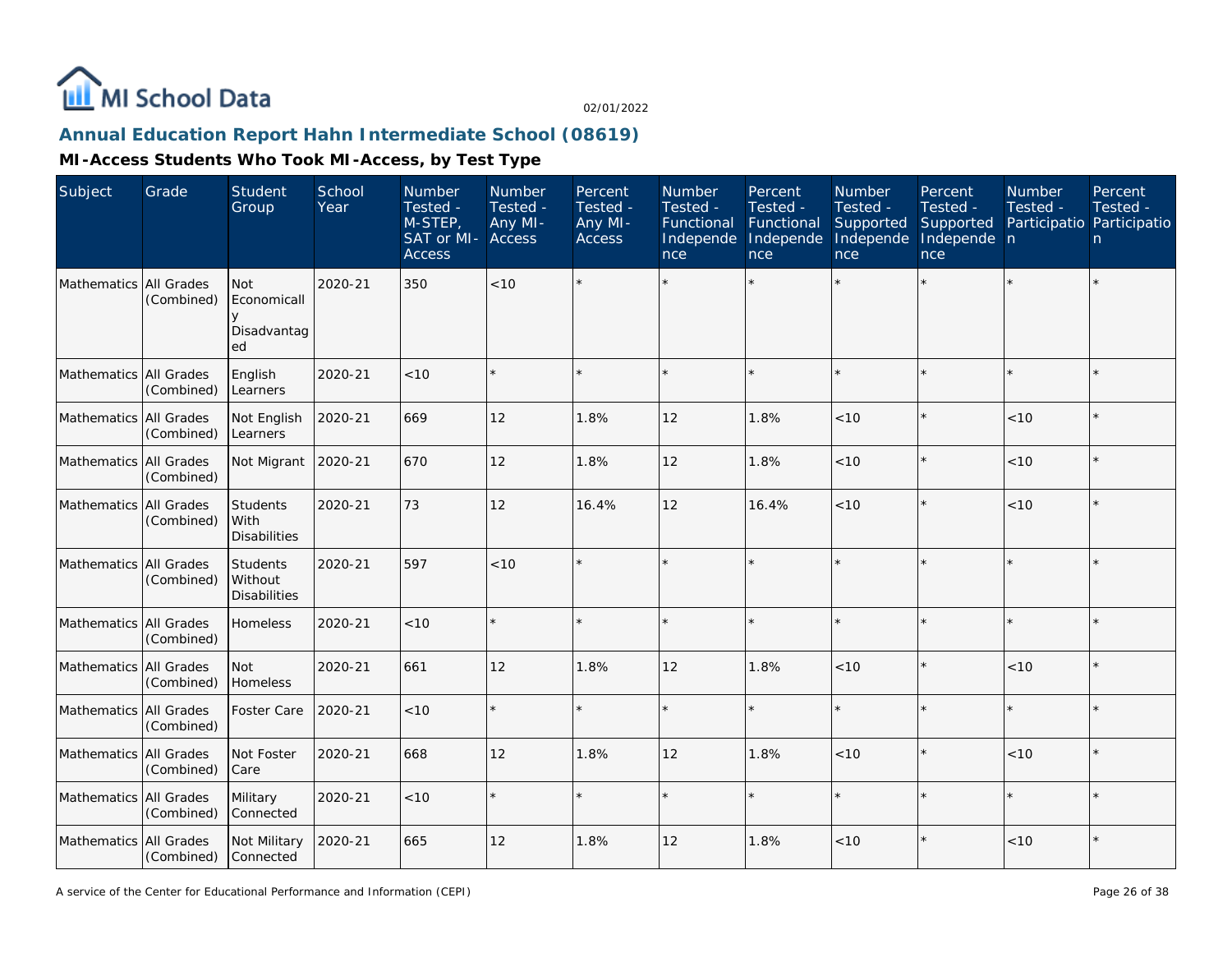MI School Data

02/01/2022

## Annual Education Report Hahn Intermediate School (08619)

### MI-Access Students Who Took MI-Access, by Test Type

| Subject | Grade | Student Group | School Year | Number Tested - M-STEP, SAT or MI-Access | Number Tested - Any MI-Access | Percent Tested - Any MI-Access | Number Tested - Functional Independence | Percent Tested - Functional Independence | Number Tested - Supported Independence | Percent Tested - Supported Independence | Number Tested - Participation | Percent Tested - Participation |
|---|---|---|---|---|---|---|---|---|---|---|---|---|
| Mathematics | All Grades (Combined) | Not Economically Disadvantaged | 2020-21 | 350 | <10 | * | * | * | * | * | * | * |
| Mathematics | All Grades (Combined) | English Learners | 2020-21 | <10 | * | * | * | * | * | * | * | * |
| Mathematics | All Grades (Combined) | Not English Learners | 2020-21 | 669 | 12 | 1.8% | 12 | 1.8% | <10 | * | <10 | * |
| Mathematics | All Grades (Combined) | Not Migrant | 2020-21 | 670 | 12 | 1.8% | 12 | 1.8% | <10 | * | <10 | * |
| Mathematics | All Grades (Combined) | Students With Disabilities | 2020-21 | 73 | 12 | 16.4% | 12 | 16.4% | <10 | * | <10 | * |
| Mathematics | All Grades (Combined) | Students Without Disabilities | 2020-21 | 597 | <10 | * | * | * | * | * | * | * |
| Mathematics | All Grades (Combined) | Homeless | 2020-21 | <10 | * | * | * | * | * | * | * | * |
| Mathematics | All Grades (Combined) | Not Homeless | 2020-21 | 661 | 12 | 1.8% | 12 | 1.8% | <10 | * | <10 | * |
| Mathematics | All Grades (Combined) | Foster Care | 2020-21 | <10 | * | * | * | * | * | * | * | * |
| Mathematics | All Grades (Combined) | Not Foster Care | 2020-21 | 668 | 12 | 1.8% | 12 | 1.8% | <10 | * | <10 | * |
| Mathematics | All Grades (Combined) | Military Connected | 2020-21 | <10 | * | * | * | * | * | * | * | * |
| Mathematics | All Grades (Combined) | Not Military Connected | 2020-21 | 665 | 12 | 1.8% | 12 | 1.8% | <10 | * | <10 | * |

A service of the Center for Educational Performance and Information (CEPI)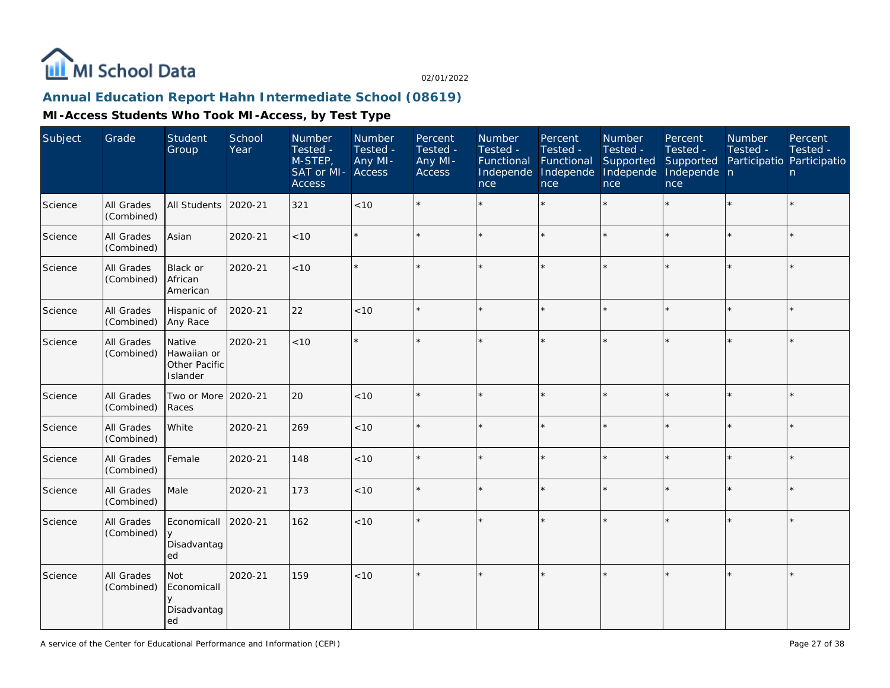# Annual Education Report Hahn Intermediate School (08619)

## MI-Access Students Who Took MI-Access, by Test Type

| Subject | Grade | Student Group | School Year | Number Tested - M-STEP, SAT or MI-Access | Number Tested - Any MI-Access | Percent Tested - Any MI-Access | Number Tested - Functional Independence | Percent Tested - Functional Independence | Number Tested - Supported Independence | Percent Tested - Supported Independence | Number Tested - Participation | Percent Tested - Participation |
|---|---|---|---|---|---|---|---|---|---|---|---|---|
| Science | All Grades (Combined) | All Students | 2020-21 | 321 | <10 | * | * | * | * | * | * | * |
| Science | All Grades (Combined) | Asian | 2020-21 | <10 | * | * | * | * | * | * | * | * |
| Science | All Grades (Combined) | Black or African American | 2020-21 | <10 | * | * | * | * | * | * | * | * |
| Science | All Grades (Combined) | Hispanic of Any Race | 2020-21 | 22 | <10 | * | * | * | * | * | * | * |
| Science | All Grades (Combined) | Native Hawaiian or Other Pacific Islander | 2020-21 | <10 | * | * | * | * | * | * | * | * |
| Science | All Grades (Combined) | Two or More Races | 2020-21 | 20 | <10 | * | * | * | * | * | * | * |
| Science | All Grades (Combined) | White | 2020-21 | 269 | <10 | * | * | * | * | * | * | * |
| Science | All Grades (Combined) | Female | 2020-21 | 148 | <10 | * | * | * | * | * | * | * |
| Science | All Grades (Combined) | Male | 2020-21 | 173 | <10 | * | * | * | * | * | * | * |
| Science | All Grades (Combined) | Economically Disadvantaged | 2020-21 | 162 | <10 | * | * | * | * | * | * | * |
| Science | All Grades (Combined) | Not Economically Disadvantaged | 2020-21 | 159 | <10 | * | * | * | * | * | * | * |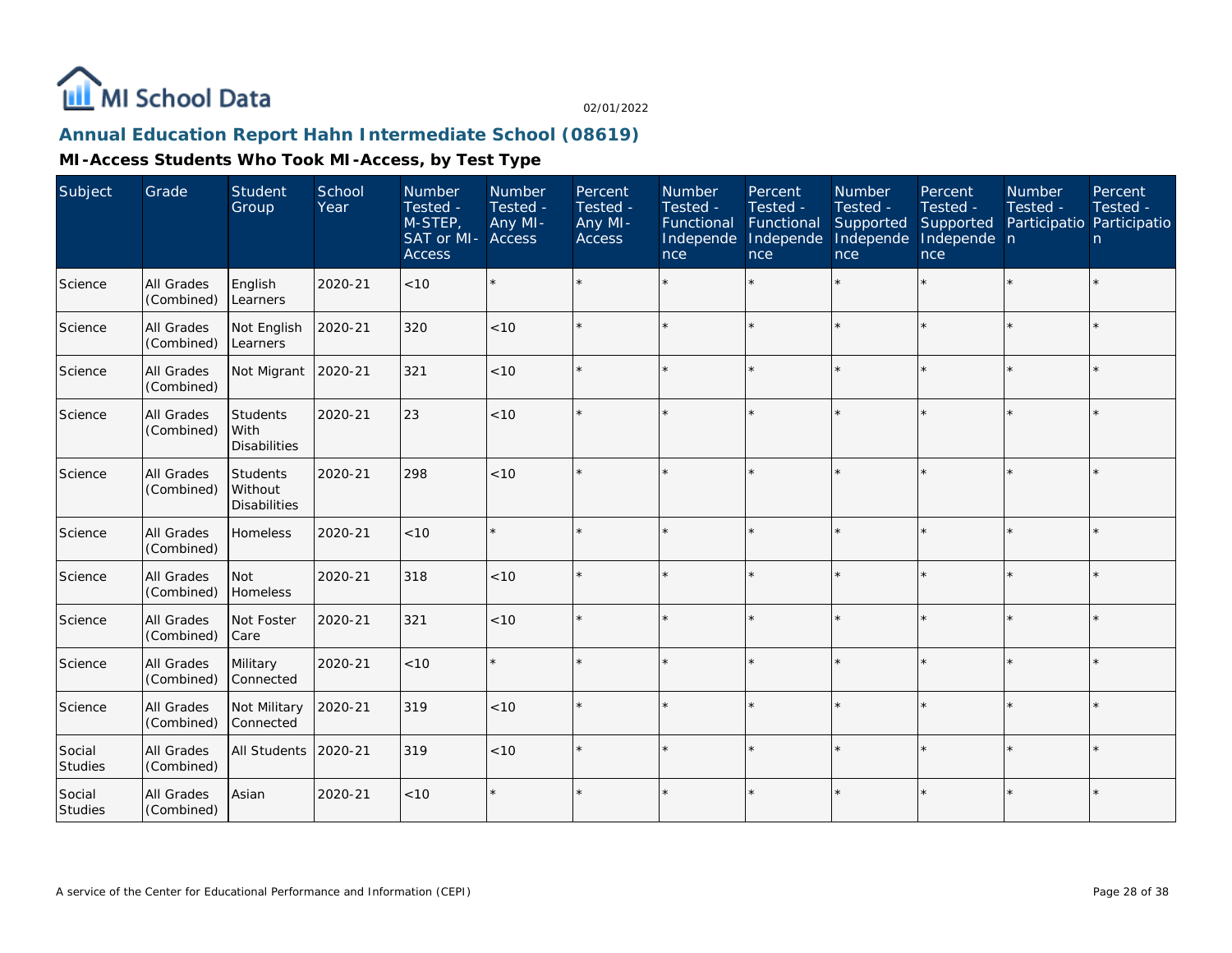# Annual Education Report Hahn Intermediate School (08619)

## MI-Access Students Who Took MI-Access, by Test Type

| Subject | Grade | Student Group | School Year | Number Tested - M-STEP, SAT or MI-Access | Number Tested - Any MI-Access | Percent Tested - Any MI-Access | Number Tested - Functional Independence | Percent Tested - Functional Independence | Number Tested - Supported Independence | Percent Tested - Supported Independence | Number Tested - Participation | Percent Tested - Participation |
|---|---|---|---|---|---|---|---|---|---|---|---|---|
| Science | All Grades (Combined) | English Learners | 2020-21 | <10 | * | * | * | * | * | * | * | * |
| Science | All Grades (Combined) | Not English Learners | 2020-21 | 320 | <10 | * | * | * | * | * | * | * |
| Science | All Grades (Combined) | Not Migrant | 2020-21 | 321 | <10 | * | * | * | * | * | * | * |
| Science | All Grades (Combined) | Students With Disabilities | 2020-21 | 23 | <10 | * | * | * | * | * | * | * |
| Science | All Grades (Combined) | Students Without Disabilities | 2020-21 | 298 | <10 | * | * | * | * | * | * | * |
| Science | All Grades (Combined) | Homeless | 2020-21 | <10 | * | * | * | * | * | * | * | * |
| Science | All Grades (Combined) | Not Homeless | 2020-21 | 318 | <10 | * | * | * | * | * | * | * |
| Science | All Grades (Combined) | Not Foster Care | 2020-21 | 321 | <10 | * | * | * | * | * | * | * |
| Science | All Grades (Combined) | Military Connected | 2020-21 | <10 | * | * | * | * | * | * | * | * |
| Science | All Grades (Combined) | Not Military Connected | 2020-21 | 319 | <10 | * | * | * | * | * | * | * |
| Social Studies | All Grades (Combined) | All Students | 2020-21 | 319 | <10 | * | * | * | * | * | * | * |
| Social Studies | All Grades (Combined) | Asian | 2020-21 | <10 | * | * | * | * | * | * | * | * |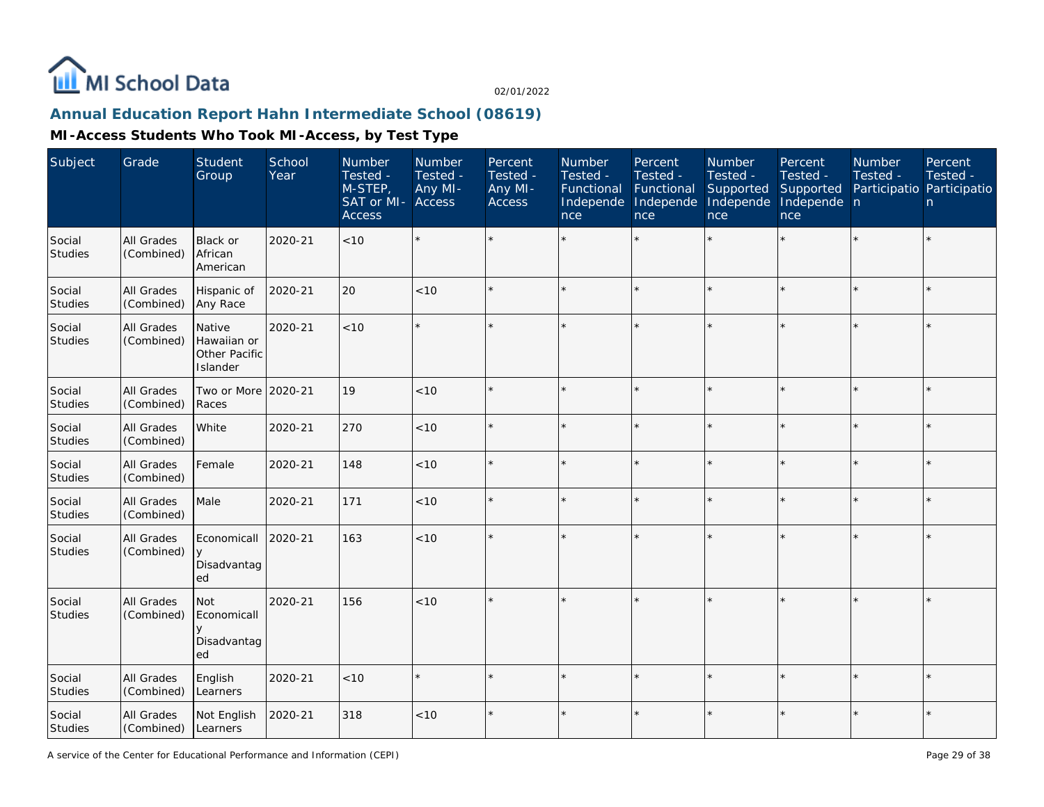# Annual Education Report Hahn Intermediate School (08619)

## MI-Access Students Who Took MI-Access, by Test Type

| Subject | Grade | Student Group | School Year | Number Tested - M-STEP, SAT or MI-Access | Number Tested - Any MI-Access | Percent Tested - Any MI-Access | Number Tested - Functional Independence | Percent Tested - Functional Independence | Number Tested - Supported Independence | Percent Tested - Supported Independence | Number Tested - Participation | Percent Tested - Participation |
|---|---|---|---|---|---|---|---|---|---|---|---|---|
| Social Studies | All Grades (Combined) | Black or African American | 2020-21 | <10 | * | * | * | * | * | * | * | * |
| Social Studies | All Grades (Combined) | Hispanic of Any Race | 2020-21 | 20 | <10 | * | * | * | * | * | * | * |
| Social Studies | All Grades (Combined) | Native Hawaiian or Other Pacific Islander | 2020-21 | <10 | * | * | * | * | * | * | * | * |
| Social Studies | All Grades (Combined) | Two or More Races | 2020-21 | 19 | <10 | * | * | * | * | * | * | * |
| Social Studies | All Grades (Combined) | White | 2020-21 | 270 | <10 | * | * | * | * | * | * | * |
| Social Studies | All Grades (Combined) | Female | 2020-21 | 148 | <10 | * | * | * | * | * | * | * |
| Social Studies | All Grades (Combined) | Male | 2020-21 | 171 | <10 | * | * | * | * | * | * | * |
| Social Studies | All Grades (Combined) | Economically Disadvantaged | 2020-21 | 163 | <10 | * | * | * | * | * | * | * |
| Social Studies | All Grades (Combined) | Not Economically Disadvantaged | 2020-21 | 156 | <10 | * | * | * | * | * | * | * |
| Social Studies | All Grades (Combined) | English Learners | 2020-21 | <10 | * | * | * | * | * | * | * | * |
| Social Studies | All Grades (Combined) | Not English Learners | 2020-21 | 318 | <10 | * | * | * | * | * | * | * |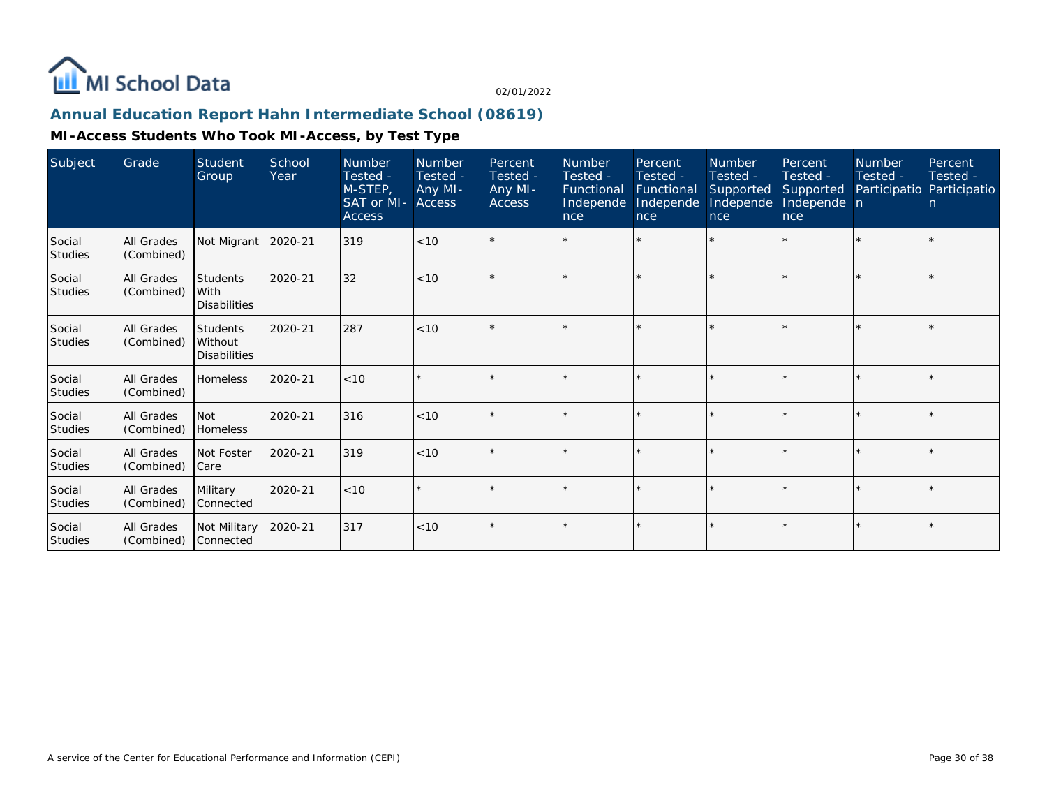# MI School Data

02/01/2022

## Annual Education Report Hahn Intermediate School (08619)

### MI-Access Students Who Took MI-Access, by Test Type

| Subject | Grade | Student Group | School Year | Number Tested - M-STEP, SAT or MI-Access | Number Tested - Any MI-Access | Percent Tested - Any MI-Access | Number Tested - Functional Independence | Percent Tested - Functional Independence | Number Tested - Supported Independence | Percent Tested - Supported Independence | Number Tested - Participation | Percent Tested - Participation |
|---|---|---|---|---|---|---|---|---|---|---|---|---|
| Social Studies | All Grades (Combined) | Not Migrant | 2020-21 | 319 | <10 | * | * | * | * | * | * | * |
| Social Studies | All Grades (Combined) | Students With Disabilities | 2020-21 | 32 | <10 | * | * | * | * | * | * | * |
| Social Studies | All Grades (Combined) | Students Without Disabilities | 2020-21 | 287 | <10 | * | * | * | * | * | * | * |
| Social Studies | All Grades (Combined) | Homeless | 2020-21 | <10 | * | * | * | * | * | * | * | * |
| Social Studies | All Grades (Combined) | Not Homeless | 2020-21 | 316 | <10 | * | * | * | * | * | * | * |
| Social Studies | All Grades (Combined) | Not Foster Care | 2020-21 | 319 | <10 | * | * | * | * | * | * | * |
| Social Studies | All Grades (Combined) | Military Connected | 2020-21 | <10 | * | * | * | * | * | * | * | * |
| Social Studies | All Grades (Combined) | Not Military Connected | 2020-21 | 317 | <10 | * | * | * | * | * | * | * |

A service of the Center for Educational Performance and Information (CEPI)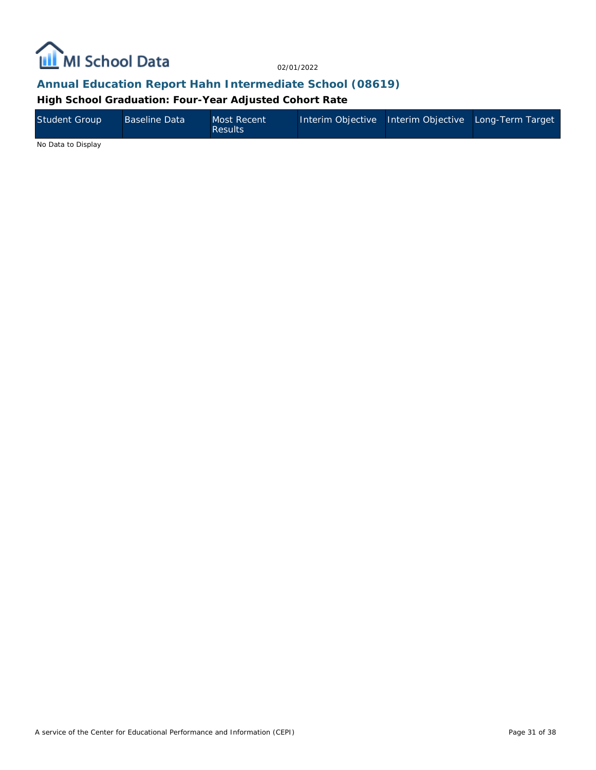## Annual Education Report Hahn Intermediate School (08619)

### High School Graduation: Four-Year Adjusted Cohort Rate

| Student Group | Baseline Data | Most Recent Results | Interim Objective | Interim Objective | Long-Term Target |
|---|---|---|---|---|---|

No Data to Display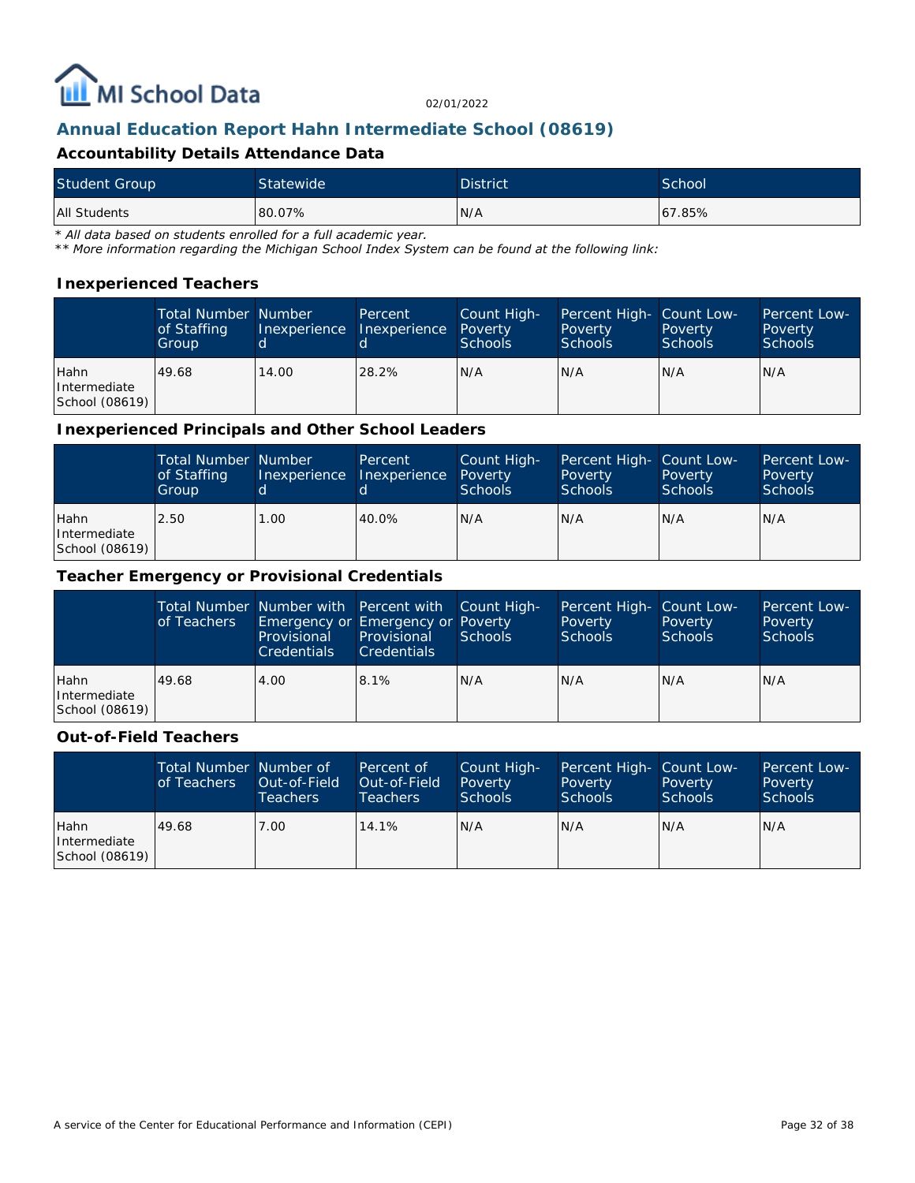MI School Data

02/01/2022

## Annual Education Report Hahn Intermediate School (08619)

### Accountability Details Attendance Data

| Student Group | Statewide | District | School |
|---|---|---|---|
| All Students | 80.07% | N/A | 67.85% |

*\* All data based on students enrolled for a full academic year.*

*\*\* More information regarding the Michigan School Index System can be found at the following link:*

### Inexperienced Teachers

| | Total Number of Staffing Group | Number Inexperienced | Percent Inexperienced | Count High-Poverty Schools | Percent High-Poverty Schools | Count Low-Poverty Schools | Percent Low-Poverty Schools |
|---|---|---|---|---|---|---|---|
| Hahn Intermediate School (08619) | 49.68 | 14.00 | 28.2% | N/A | N/A | N/A | N/A |

### Inexperienced Principals and Other School Leaders

| | Total Number of Staffing Group | Number Inexperienced | Percent Inexperienced | Count High-Poverty Schools | Percent High-Poverty Schools | Count Low-Poverty Schools | Percent Low-Poverty Schools |
|---|---|---|---|---|---|---|---|
| Hahn Intermediate School (08619) | 2.50 | 1.00 | 40.0% | N/A | N/A | N/A | N/A |

### Teacher Emergency or Provisional Credentials

| | Total Number of Teachers | Number with Emergency or Provisional Credentials | Percent with Emergency or Provisional Credentials | Count High-Poverty Schools | Percent High-Poverty Schools | Count Low-Poverty Schools | Percent Low-Poverty Schools |
|---|---|---|---|---|---|---|---|
| Hahn Intermediate School (08619) | 49.68 | 4.00 | 8.1% | N/A | N/A | N/A | N/A |

### Out-of-Field Teachers

| | Total Number of Teachers | Number of Out-of-Field Teachers | Percent of Out-of-Field Teachers | Count High-Poverty Schools | Percent High-Poverty Schools | Count Low-Poverty Schools | Percent Low-Poverty Schools |
|---|---|---|---|---|---|---|---|
| Hahn Intermediate School (08619) | 49.68 | 7.00 | 14.1% | N/A | N/A | N/A | N/A |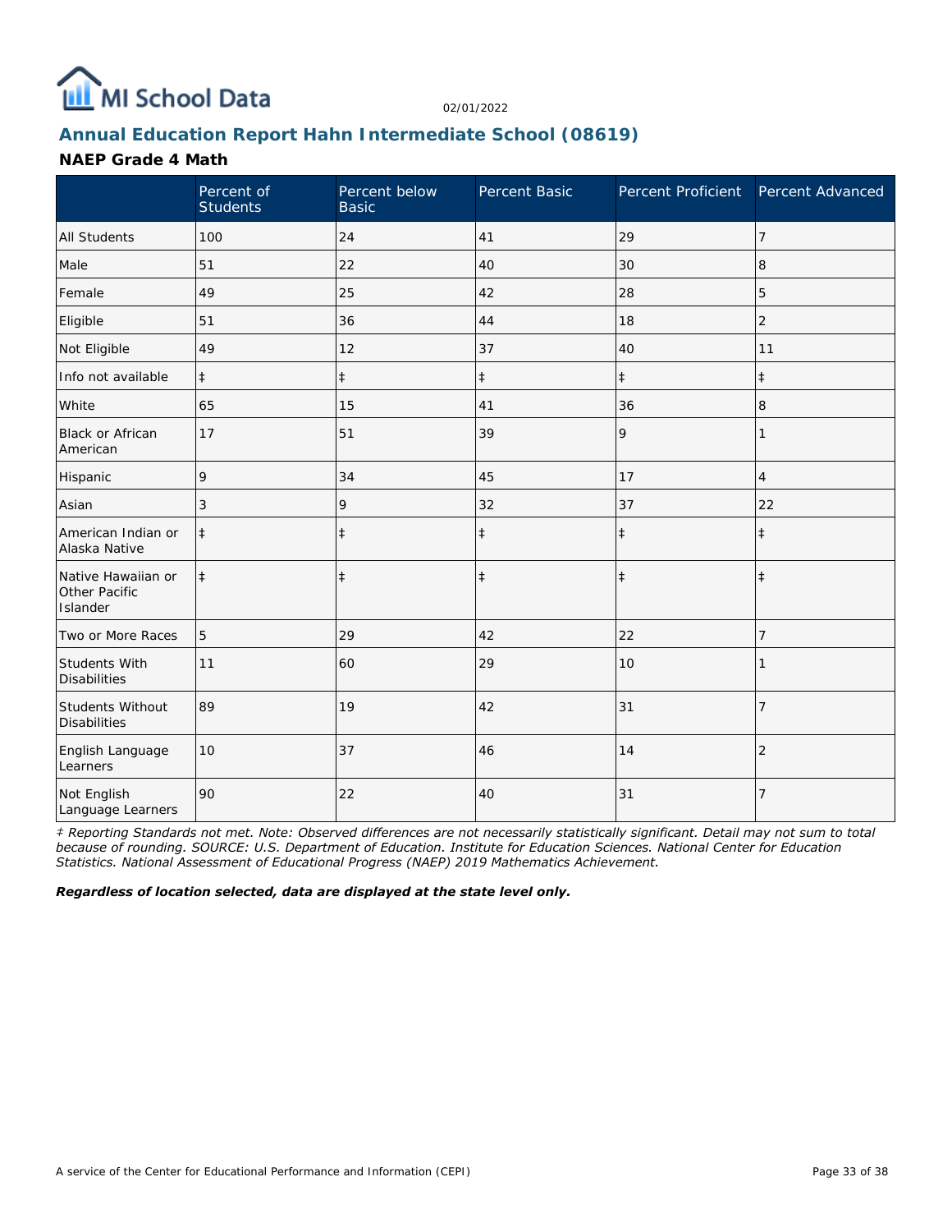# Annual Education Report Hahn Intermediate School (08619)

02/01/2022

## NAEP Grade 4 Math

|  | Percent of Students | Percent below Basic | Percent Basic | Percent Proficient | Percent Advanced |
|---|---|---|---|---|---|
| All Students | 100 | 24 | 41 | 29 | 7 |
| Male | 51 | 22 | 40 | 30 | 8 |
| Female | 49 | 25 | 42 | 28 | 5 |
| Eligible | 51 | 36 | 44 | 18 | 2 |
| Not Eligible | 49 | 12 | 37 | 40 | 11 |
| Info not available | ‡ | ‡ | ‡ | ‡ | ‡ |
| White | 65 | 15 | 41 | 36 | 8 |
| Black or African American | 17 | 51 | 39 | 9 | 1 |
| Hispanic | 9 | 34 | 45 | 17 | 4 |
| Asian | 3 | 9 | 32 | 37 | 22 |
| American Indian or Alaska Native | ‡ | ‡ | ‡ | ‡ | ‡ |
| Native Hawaiian or Other Pacific Islander | ‡ | ‡ | ‡ | ‡ | ‡ |
| Two or More Races | 5 | 29 | 42 | 22 | 7 |
| Students With Disabilities | 11 | 60 | 29 | 10 | 1 |
| Students Without Disabilities | 89 | 19 | 42 | 31 | 7 |
| English Language Learners | 10 | 37 | 46 | 14 | 2 |
| Not English Language Learners | 90 | 22 | 40 | 31 | 7 |

*‡ Reporting Standards not met. Note: Observed differences are not necessarily statistically significant. Detail may not sum to total because of rounding. SOURCE: U.S. Department of Education. Institute for Education Sciences. National Center for Education Statistics. National Assessment of Educational Progress (NAEP) 2019 Mathematics Achievement.*

***Regardless of location selected, data are displayed at the state level only.***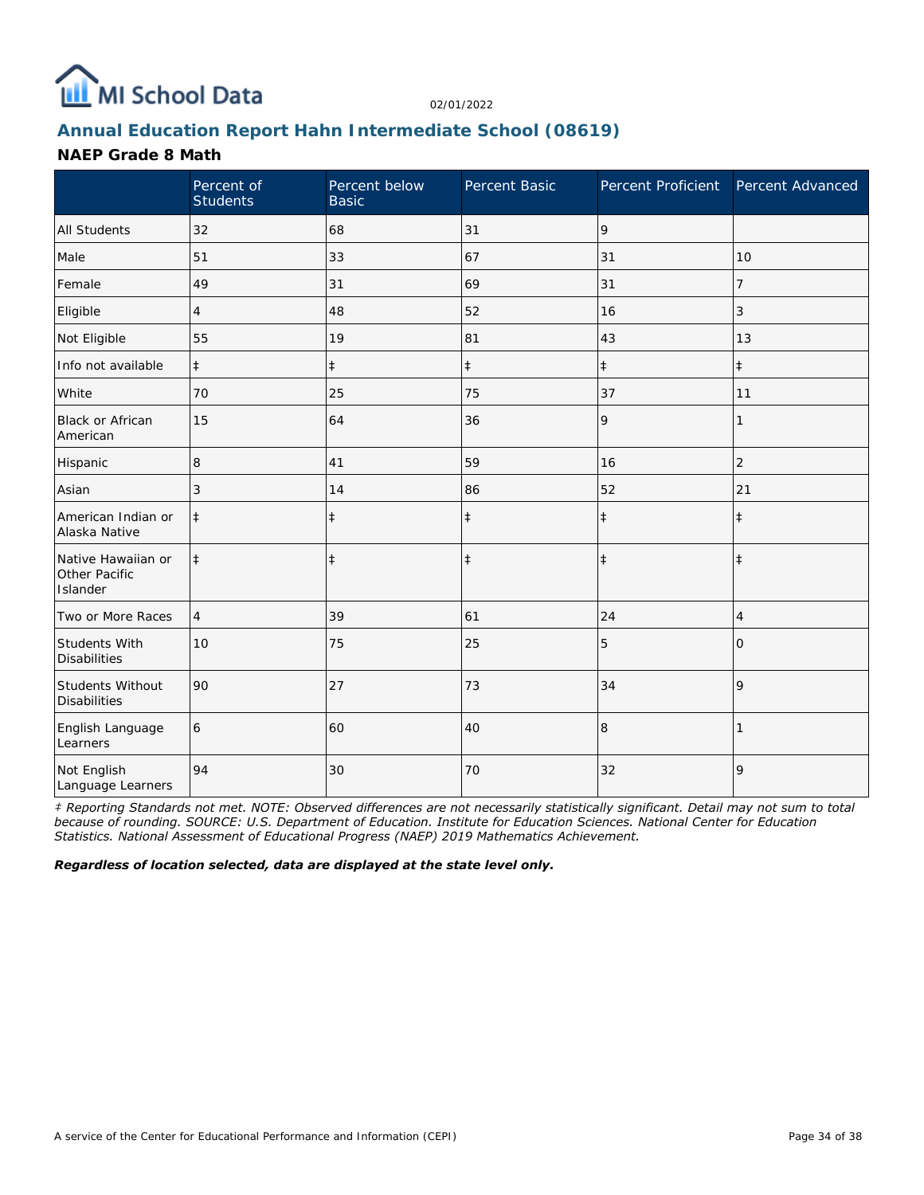## Annual Education Report Hahn Intermediate School (08619)

### NAEP Grade 8 Math

| | Percent of Students | Percent below Basic | Percent Basic | Percent Proficient | Percent Advanced |
|---|---|---|---|---|---|
| All Students | 32 | 68 | 31 | 9 | |
| Male | 51 | 33 | 67 | 31 | 10 |
| Female | 49 | 31 | 69 | 31 | 7 |
| Eligible | 4 | 48 | 52 | 16 | 3 |
| Not Eligible | 55 | 19 | 81 | 43 | 13 |
| Info not available | ‡ | ‡ | ‡ | ‡ | ‡ |
| White | 70 | 25 | 75 | 37 | 11 |
| Black or African American | 15 | 64 | 36 | 9 | 1 |
| Hispanic | 8 | 41 | 59 | 16 | 2 |
| Asian | 3 | 14 | 86 | 52 | 21 |
| American Indian or Alaska Native | ‡ | ‡ | ‡ | ‡ | ‡ |
| Native Hawaiian or Other Pacific Islander | ‡ | ‡ | ‡ | ‡ | ‡ |
| Two or More Races | 4 | 39 | 61 | 24 | 4 |
| Students With Disabilities | 10 | 75 | 25 | 5 | 0 |
| Students Without Disabilities | 90 | 27 | 73 | 34 | 9 |
| English Language Learners | 6 | 60 | 40 | 8 | 1 |
| Not English Language Learners | 94 | 30 | 70 | 32 | 9 |

*‡ Reporting Standards not met. NOTE: Observed differences are not necessarily statistically significant. Detail may not sum to total because of rounding. SOURCE: U.S. Department of Education. Institute for Education Sciences. National Center for Education Statistics. National Assessment of Educational Progress (NAEP) 2019 Mathematics Achievement.*

***Regardless of location selected, data are displayed at the state level only.***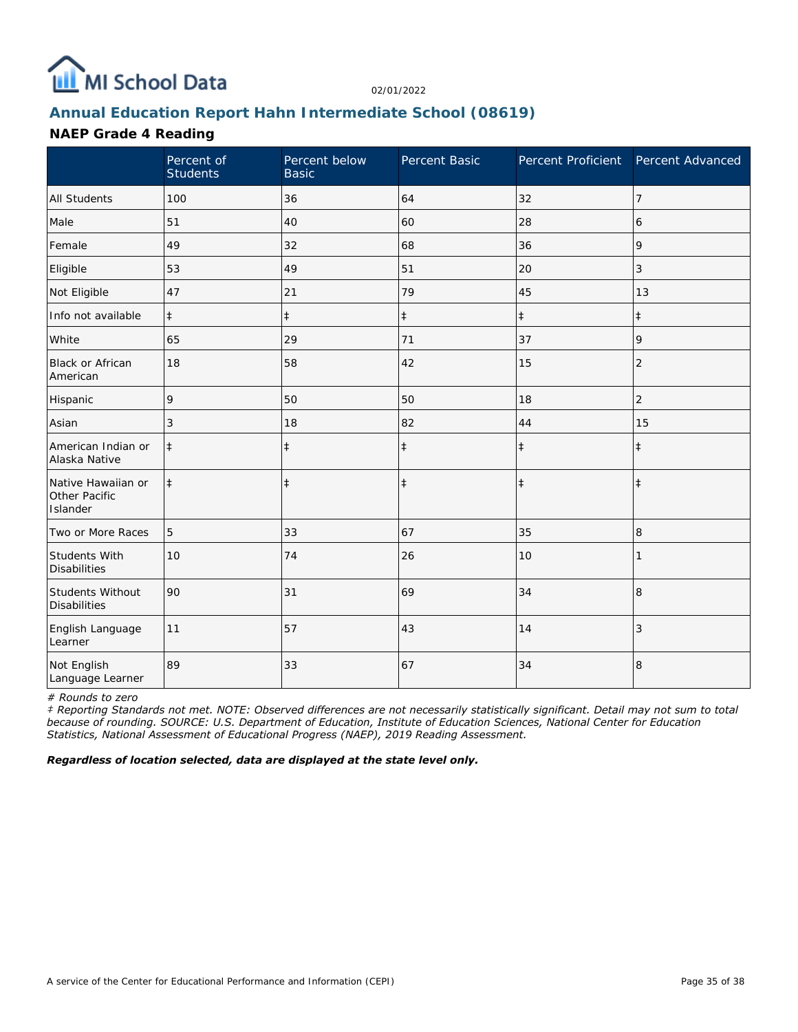# MI School Data

02/01/2022

## Annual Education Report Hahn Intermediate School (08619)

### NAEP Grade 4 Reading

| | Percent of Students | Percent below Basic | Percent Basic | Percent Proficient | Percent Advanced |
|---|---|---|---|---|---|
| All Students | 100 | 36 | 64 | 32 | 7 |
| Male | 51 | 40 | 60 | 28 | 6 |
| Female | 49 | 32 | 68 | 36 | 9 |
| Eligible | 53 | 49 | 51 | 20 | 3 |
| Not Eligible | 47 | 21 | 79 | 45 | 13 |
| Info not available | ‡ | ‡ | ‡ | ‡ | ‡ |
| White | 65 | 29 | 71 | 37 | 9 |
| Black or African American | 18 | 58 | 42 | 15 | 2 |
| Hispanic | 9 | 50 | 50 | 18 | 2 |
| Asian | 3 | 18 | 82 | 44 | 15 |
| American Indian or Alaska Native | ‡ | ‡ | ‡ | ‡ | ‡ |
| Native Hawaiian or Other Pacific Islander | ‡ | ‡ | ‡ | ‡ | ‡ |
| Two or More Races | 5 | 33 | 67 | 35 | 8 |
| Students With Disabilities | 10 | 74 | 26 | 10 | 1 |
| Students Without Disabilities | 90 | 31 | 69 | 34 | 8 |
| English Language Learner | 11 | 57 | 43 | 14 | 3 |
| Not English Language Learner | 89 | 33 | 67 | 34 | 8 |

*# Rounds to zero*

*‡ Reporting Standards not met. NOTE: Observed differences are not necessarily statistically significant. Detail may not sum to total because of rounding. SOURCE: U.S. Department of Education, Institute of Education Sciences, National Center for Education Statistics, National Assessment of Educational Progress (NAEP), 2019 Reading Assessment.*

***Regardless of location selected, data are displayed at the state level only.***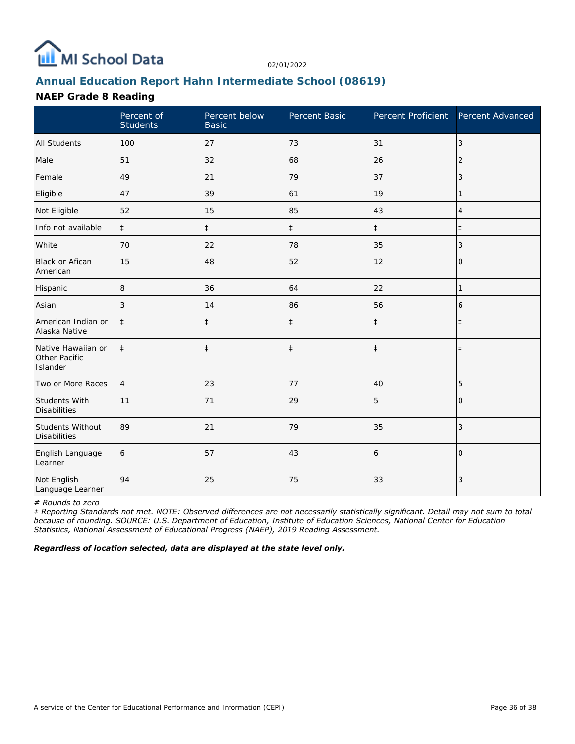# Annual Education Report Hahn Intermediate School (08619)

## NAEP Grade 8 Reading

| | Percent of Students | Percent below Basic | Percent Basic | Percent Proficient | Percent Advanced |
|---|---|---|---|---|---|
| All Students | 100 | 27 | 73 | 31 | 3 |
| Male | 51 | 32 | 68 | 26 | 2 |
| Female | 49 | 21 | 79 | 37 | 3 |
| Eligible | 47 | 39 | 61 | 19 | 1 |
| Not Eligible | 52 | 15 | 85 | 43 | 4 |
| Info not available | ‡ | ‡ | ‡ | ‡ | ‡ |
| White | 70 | 22 | 78 | 35 | 3 |
| Black or Afican American | 15 | 48 | 52 | 12 | 0 |
| Hispanic | 8 | 36 | 64 | 22 | 1 |
| Asian | 3 | 14 | 86 | 56 | 6 |
| American Indian or Alaska Native | ‡ | ‡ | ‡ | ‡ | ‡ |
| Native Hawaiian or Other Pacific Islander | ‡ | ‡ | ‡ | ‡ | ‡ |
| Two or More Races | 4 | 23 | 77 | 40 | 5 |
| Students With Disabilities | 11 | 71 | 29 | 5 | 0 |
| Students Without Disabilities | 89 | 21 | 79 | 35 | 3 |
| English Language Learner | 6 | 57 | 43 | 6 | 0 |
| Not English Language Learner | 94 | 25 | 75 | 33 | 3 |

*# Rounds to zero*

*‡ Reporting Standards not met. NOTE: Observed differences are not necessarily statistically significant. Detail may not sum to total because of rounding. SOURCE: U.S. Department of Education, Institute of Education Sciences, National Center for Education Statistics, National Assessment of Educational Progress (NAEP), 2019 Reading Assessment.*

***Regardless of location selected, data are displayed at the state level only.***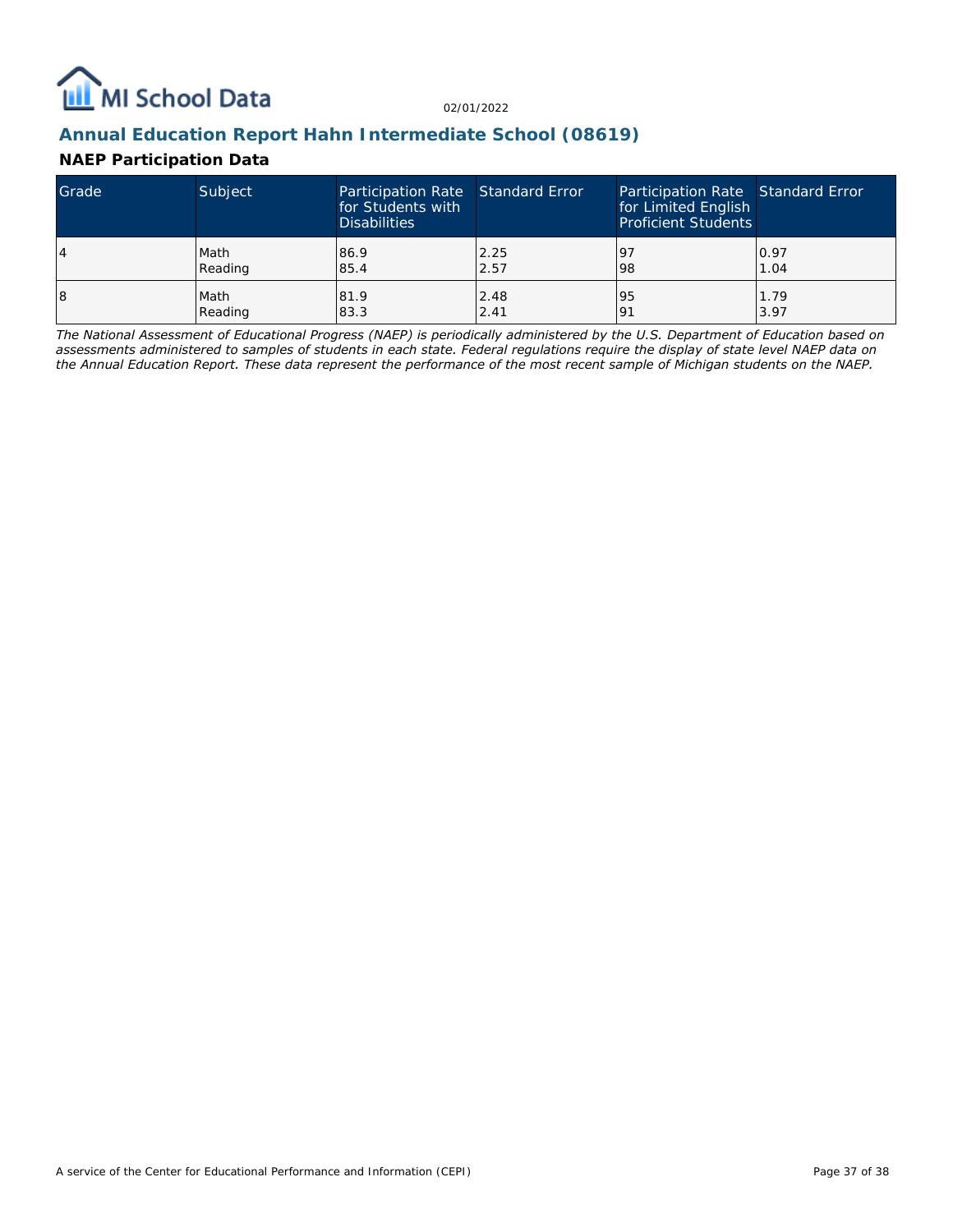## Annual Education Report Hahn Intermediate School (08619)

### NAEP Participation Data

| Grade | Subject | Participation Rate for Students with Disabilities | Standard Error | Participation Rate for Limited English Proficient Students | Standard Error |
|---|---|---|---|---|---|
| 4 | Math<br>Reading | 86.9<br>85.4 | 2.25<br>2.57 | 97<br>98 | 0.97<br>1.04 |
| 8 | Math<br>Reading | 81.9<br>83.3 | 2.48<br>2.41 | 95<br>91 | 1.79<br>3.97 |

*The National Assessment of Educational Progress (NAEP) is periodically administered by the U.S. Department of Education based on assessments administered to samples of students in each state. Federal regulations require the display of state level NAEP data on the Annual Education Report. These data represent the performance of the most recent sample of Michigan students on the NAEP.*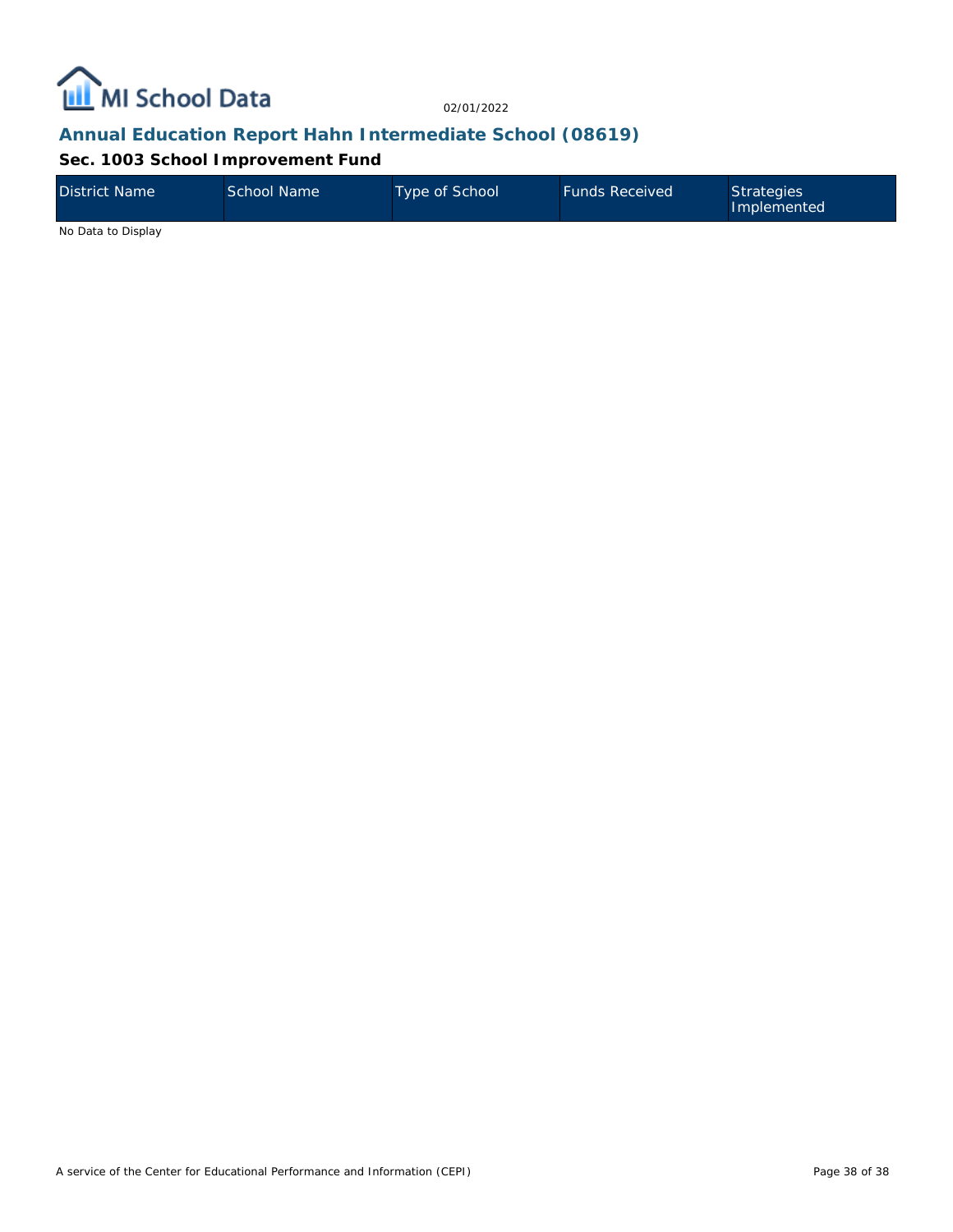## Annual Education Report Hahn Intermediate School (08619)

### Sec. 1003 School Improvement Fund

| District Name | School Name | Type of School | Funds Received | Strategies Implemented |
| --- | --- | --- | --- | --- |

No Data to Display